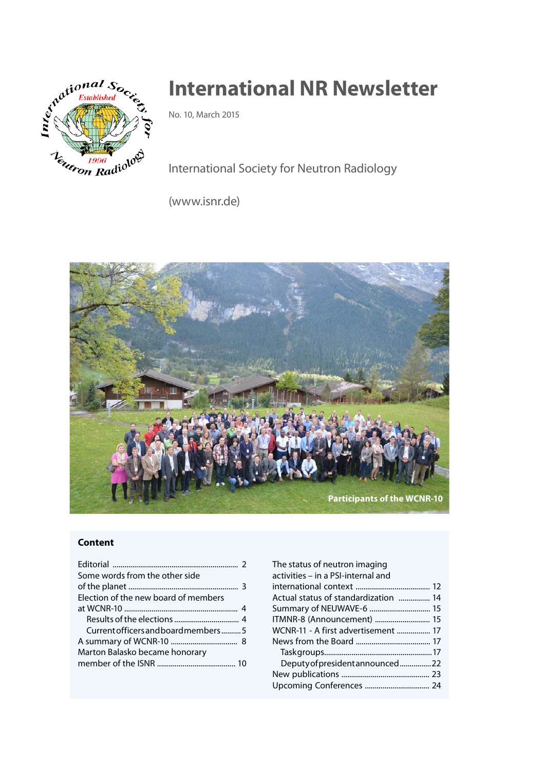# International NR Newsletter

No. 10, March 2015

International Society for Neutron Radiology

(www.isnr.de)

Participants of the WCNR-10

## Content

Editorial ........................................ 2
Some words from the other side of the planet ........................................ 3
Election of the new board of members at WCNR-10 ........................................ 4
- Results of the elections ........................................ 4
- Current officers and board members ........................................ 5

A summary of WCNR-10 ........................................ 8
Marton Balasko became honorary member of the ISNR ........................................ 10
The status of neutron imaging activities – in a PSI-internal and international context ........................................ 12
Actual status of standardization ........................................ 14
Summary of NEUWAVE-6 ........................................ 15
ITMNR-8 (Announcement) ........................................ 15
WCNR-11 - A first advertisement ........................................ 17
News from the Board ........................................ 17
- Taskgroups ........................................ 17
- Deputy of president announced ........................................ 22

New publications ........................................ 23
Upcoming Conferences ........................................ 24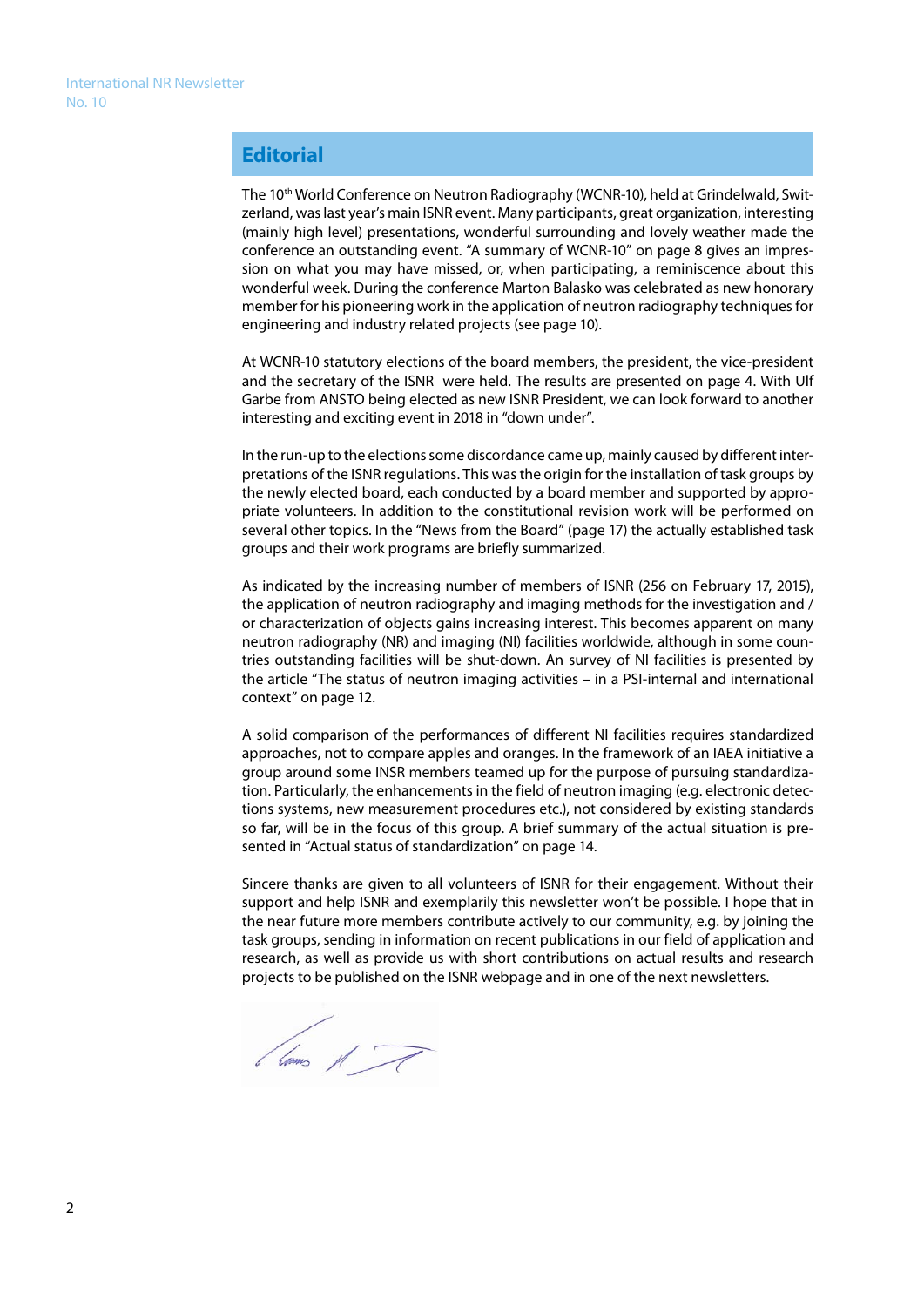## Editorial

The 10$^{th}$ World Conference on Neutron Radiography (WCNR-10), held at Grindelwald, Switzerland, was last year's main ISNR event. Many participants, great organization, interesting (mainly high level) presentations, wonderful surrounding and lovely weather made the conference an outstanding event. "A summary of WCNR-10" on page 8 gives an impression on what you may have missed, or, when participating, a reminiscence about this wonderful week. During the conference Marton Balasko was celebrated as new honorary member for his pioneering work in the application of neutron radiography techniques for engineering and industry related projects (see page 10).

At WCNR-10 statutory elections of the board members, the president, the vice-president and the secretary of the ISNR were held. The results are presented on page 4. With Ulf Garbe from ANSTO being elected as new ISNR President, we can look forward to another interesting and exciting event in 2018 in "down under".

In the run-up to the elections some discordance came up, mainly caused by different interpretations of the ISNR regulations. This was the origin for the installation of task groups by the newly elected board, each conducted by a board member and supported by appropriate volunteers. In addition to the constitutional revision work will be performed on several other topics. In the "News from the Board" (page 17) the actually established task groups and their work programs are briefly summarized.

As indicated by the increasing number of members of ISNR (256 on February 17, 2015), the application of neutron radiography and imaging methods for the investigation and / or characterization of objects gains increasing interest. This becomes apparent on many neutron radiography (NR) and imaging (NI) facilities worldwide, although in some countries outstanding facilities will be shut-down. An survey of NI facilities is presented by the article "The status of neutron imaging activities – in a PSI-internal and international context" on page 12.

A solid comparison of the performances of different NI facilities requires standardized approaches, not to compare apples and oranges. In the framework of an IAEA initiative a group around some INSR members teamed up for the purpose of pursuing standardization. Particularly, the enhancements in the field of neutron imaging (e.g. electronic detections systems, new measurement procedures etc.), not considered by existing standards so far, will be in the focus of this group. A brief summary of the actual situation is presented in "Actual status of standardization" on page 14.

Sincere thanks are given to all volunteers of ISNR for their engagement. Without their support and help ISNR and exemplarily this newsletter won't be possible. I hope that in the near future more members contribute actively to our community, e.g. by joining the task groups, sending in information on recent publications in our field of application and research, as well as provide us with short contributions on actual results and research projects to be published on the ISNR webpage and in one of the next newsletters.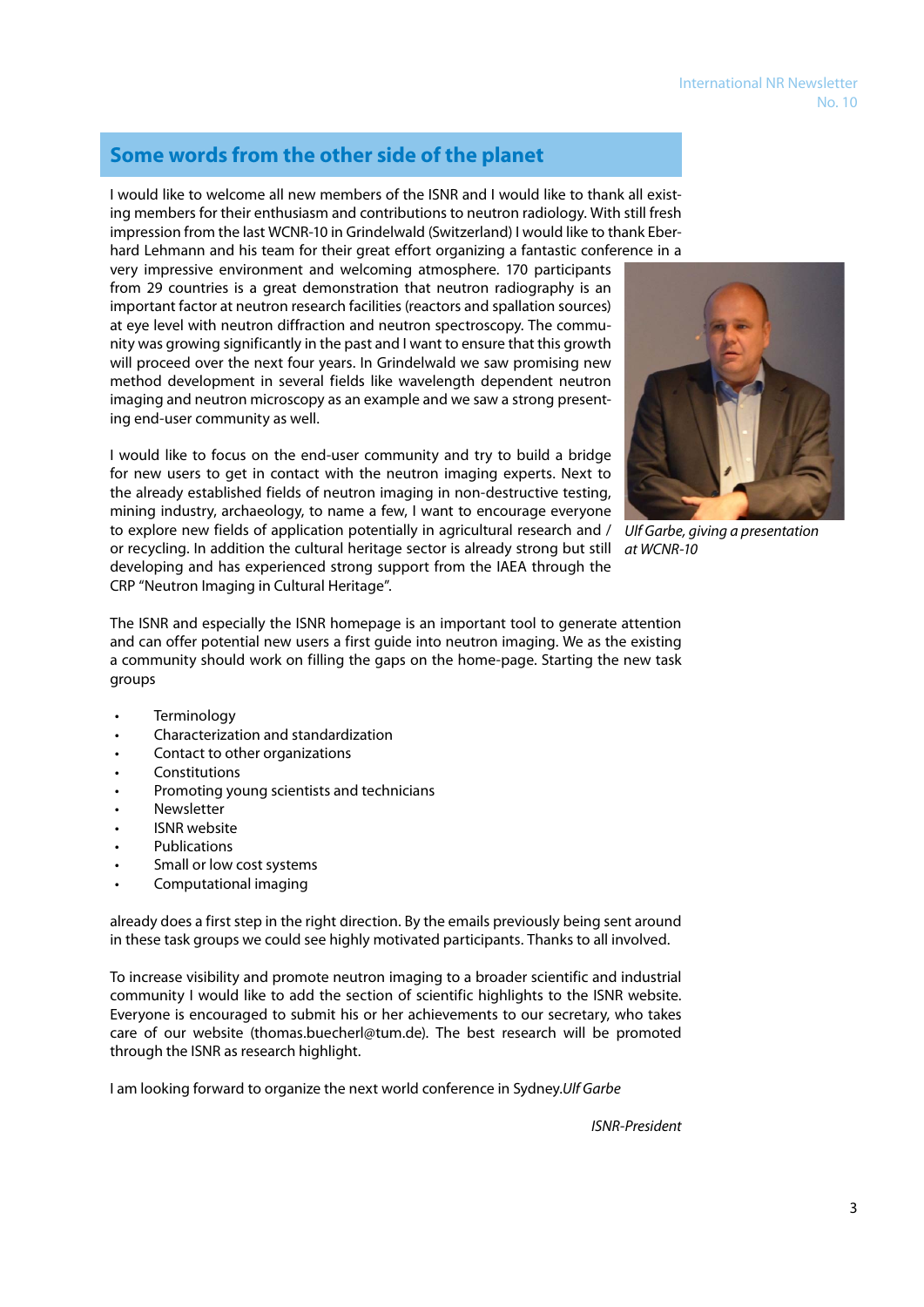## Some words from the other side of the planet

I would like to welcome all new members of the ISNR and I would like to thank all existing members for their enthusiasm and contributions to neutron radiology. With still fresh impression from the last WCNR-10 in Grindelwald (Switzerland) I would like to thank Eberhard Lehmann and his team for their great effort organizing a fantastic conference in a very impressive environment and welcoming atmosphere. 170 participants from 29 countries is a great demonstration that neutron radiography is an important factor at neutron research facilities (reactors and spallation sources) at eye level with neutron diffraction and neutron spectroscopy. The community was growing significantly in the past and I want to ensure that this growth will proceed over the next four years. In Grindelwald we saw promising new method development in several fields like wavelength dependent neutron imaging and neutron microscopy as an example and we saw a strong presenting end-user community as well.

*Ulf Garbe, giving a presentation at WCNR-10*

I would like to focus on the end-user community and try to build a bridge for new users to get in contact with the neutron imaging experts. Next to the already established fields of neutron imaging in non-destructive testing, mining industry, archaeology, to name a few, I want to encourage everyone to explore new fields of application potentially in agricultural research and / or recycling. In addition the cultural heritage sector is already strong but still developing and has experienced strong support from the IAEA through the CRP "Neutron Imaging in Cultural Heritage".

The ISNR and especially the ISNR homepage is an important tool to generate attention and can offer potential new users a first guide into neutron imaging. We as the existing a community should work on filling the gaps on the home-page. Starting the new task groups

- Terminology
- Characterization and standardization
- Contact to other organizations
- Constitutions
- Promoting young scientists and technicians
- Newsletter
- ISNR website
- Publications
- Small or low cost systems
- Computational imaging

already does a first step in the right direction. By the emails previously being sent around in these task groups we could see highly motivated participants. Thanks to all involved.

To increase visibility and promote neutron imaging to a broader scientific and industrial community I would like to add the section of scientific highlights to the ISNR website. Everyone is encouraged to submit his or her achievements to our secretary, who takes care of our website (thomas.buecherl@tum.de). The best research will be promoted through the ISNR as research highlight.

I am looking forward to organize the next world conference in Sydney.*Ulf Garbe*

*ISNR-President*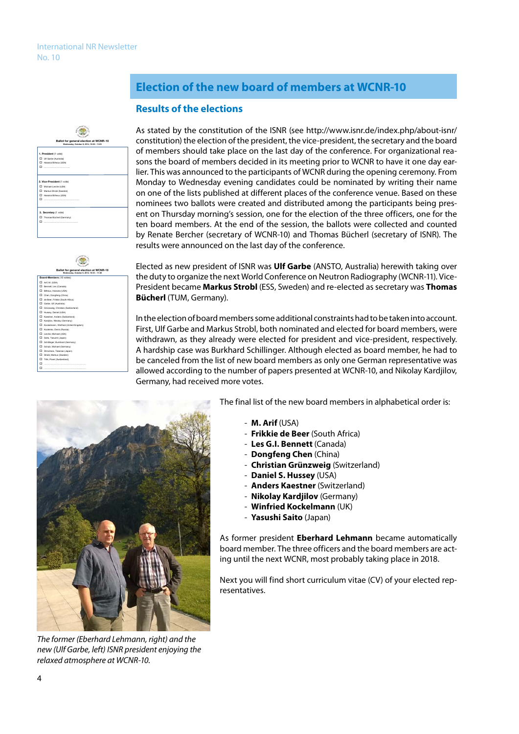# Election of the new board of members at WCNR-10

## Results of the elections

As stated by the constitution of the ISNR (see http://www.isnr.de/index.php/about-isnr/constitution) the election of the president, the vice-president, the secretary and the board of members should take place on the last day of the conference. For organizational reasons the board of members decided in its meeting prior to WCNR to have it one day earlier. This was announced to the participants of WCNR during the opening ceremony. From Monday to Wednesday evening candidates could be nominated by writing their name on one of the lists published at different places of the conference venue. Based on these nominees two ballots were created and distributed among the participants being present on Thursday morning's session, one for the election of the three officers, one for the ten board members. At the end of the session, the ballots were collected and counted by Renate Bercher (secretary of WCNR-10) and Thomas Bücherl (secretary of ISNR). The results were announced on the last day of the conference.

Elected as new president of ISNR was **Ulf Garbe** (ANSTO, Australia) herewith taking over the duty to organize the next World Conference on Neutron Radiography (WCNR-11). Vice-President became **Markus Strobl** (ESS, Sweden) and re-elected as secretary was **Thomas Bücherl** (TUM, Germany).

In the election of board members some additional constraints had to be taken into account. First, Ulf Garbe and Markus Strobl, both nominated and elected for board members, were withdrawn, as they already were elected for president and vice-president, respectively. A hardship case was Burkhard Schillinger. Although elected as board member, he had to be canceled from the list of new board members as only one German representative was allowed according to the number of papers presented at WCNR-10, and Nikolay Kardjilov, Germany, had received more votes.

The final list of the new board members in alphabetical order is:

- **M. Arif** (USA)
- **Frikkie de Beer** (South Africa)
- **Les G.I. Bennett** (Canada)
- **Dongfeng Chen** (China)
- **Christian Grünzweig** (Switzerland)
- **Daniel S. Hussey** (USA)
- **Anders Kaestner** (Switzerland)
- **Nikolay Kardjilov** (Germany)
- **Winfried Kockelmann** (UK)
- **Yasushi Saito** (Japan)

As former president **Eberhard Lehmann** became automatically board member. The three officers and the board members are acting until the next WCNR, most probably taking place in 2018.

Next you will find short curriculum vitae (CV) of your elected representatives.

*The former (Eberhard Lehmann, right) and the new (Ulf Garbe, left) ISNR president enjoying the relaxed atmosphere at WCNR-10.*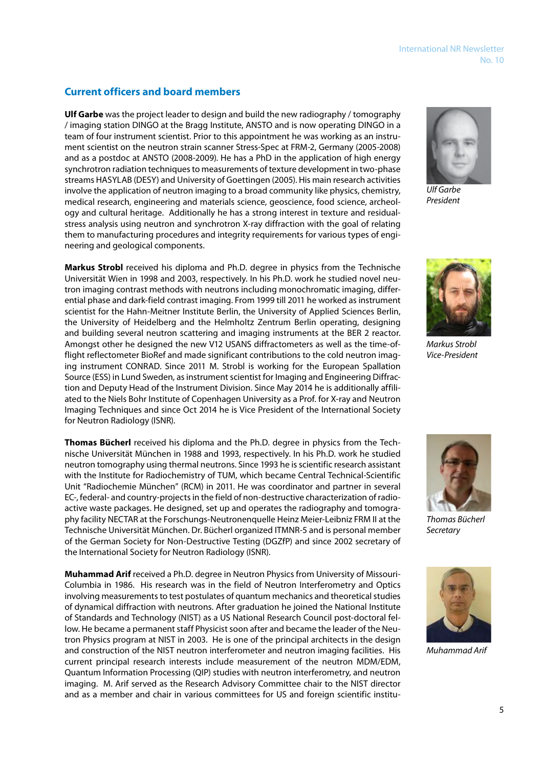## Current officers and board members

**Ulf Garbe** was the project leader to design and build the new radiography / tomography / imaging station DINGO at the Bragg Institute, ANSTO and is now operating DINGO in a team of four instrument scientist. Prior to this appointment he was working as an instrument scientist on the neutron strain scanner Stress-Spec at FRM-2, Germany (2005-2008) and as a postdoc at ANSTO (2008-2009). He has a PhD in the application of high energy synchrotron radiation techniques to measurements of texture development in two-phase streams HASYLAB (DESY) and University of Goettingen (2005). His main research activities involve the application of neutron imaging to a broad community like physics, chemistry, medical research, engineering and materials science, geoscience, food science, archeology and cultural heritage. Additionally he has a strong interest in texture and residual-stress analysis using neutron and synchrotron X-ray diffraction with the goal of relating them to manufacturing procedures and integrity requirements for various types of engineering and geological components.

*Ulf Garbe*
*President*

**Markus Strobl** received his diploma and Ph.D. degree in physics from the Technische Universität Wien in 1998 and 2003, respectively. In his Ph.D. work he studied novel neutron imaging contrast methods with neutrons including monochromatic imaging, differential phase and dark-field contrast imaging. From 1999 till 2011 he worked as instrument scientist for the Hahn-Meitner Institute Berlin, the University of Applied Sciences Berlin, the University of Heidelberg and the Helmholtz Zentrum Berlin operating, designing and building several neutron scattering and imaging instruments at the BER 2 reactor. Amongst other he designed the new V12 USANS diffractometers as well as the time-of-flight reflectometer BioRef and made significant contributions to the cold neutron imaging instrument CONRAD. Since 2011 M. Strobl is working for the European Spallation Source (ESS) in Lund Sweden, as instrument scientist for Imaging and Engineering Diffraction and Deputy Head of the Instrument Division. Since May 2014 he is additionally affiliated to the Niels Bohr Institute of Copenhagen University as a Prof. for X-ray and Neutron Imaging Techniques and since Oct 2014 he is Vice President of the International Society for Neutron Radiology (ISNR).

*Markus Strobl*
*Vice-President*

**Thomas Bücherl** received his diploma and the Ph.D. degree in physics from the Technische Universität München in 1988 and 1993, respectively. In his Ph.D. work he studied neutron tomography using thermal neutrons. Since 1993 he is scientific research assistant with the Institute for Radiochemistry of TUM, which became Central Technical-Scientific Unit "Radiochemie München" (RCM) in 2011. He was coordinator and partner in several EC-, federal- and country-projects in the field of non-destructive characterization of radioactive waste packages. He designed, set up and operates the radiography and tomography facility NECTAR at the Forschungs-Neutronenquelle Heinz Meier-Leibniz FRM II at the Technische Universität München. Dr. Bücherl organized ITMNR-5 and is personal member of the German Society for Non-Destructive Testing (DGZfP) and since 2002 secretary of the International Society for Neutron Radiology (ISNR).

*Thomas Bücherl*
*Secretary*

**Muhammad Arif** received a Ph.D. degree in Neutron Physics from University of Missouri-Columbia in 1986. His research was in the field of Neutron Interferometry and Optics involving measurements to test postulates of quantum mechanics and theoretical studies of dynamical diffraction with neutrons. After graduation he joined the National Institute of Standards and Technology (NIST) as a US National Research Council post-doctoral fellow. He became a permanent staff Physicist soon after and became the leader of the Neutron Physics program at NIST in 2003. He is one of the principal architects in the design and construction of the NIST neutron interferometer and neutron imaging facilities. His current principal research interests include measurement of the neutron MDM/EDM, Quantum Information Processing (QIP) studies with neutron interferometry, and neutron imaging. M. Arif served as the Research Advisory Committee chair to the NIST director and as a member and chair in various committees for US and foreign scientific institu-

*Muhammad Arif*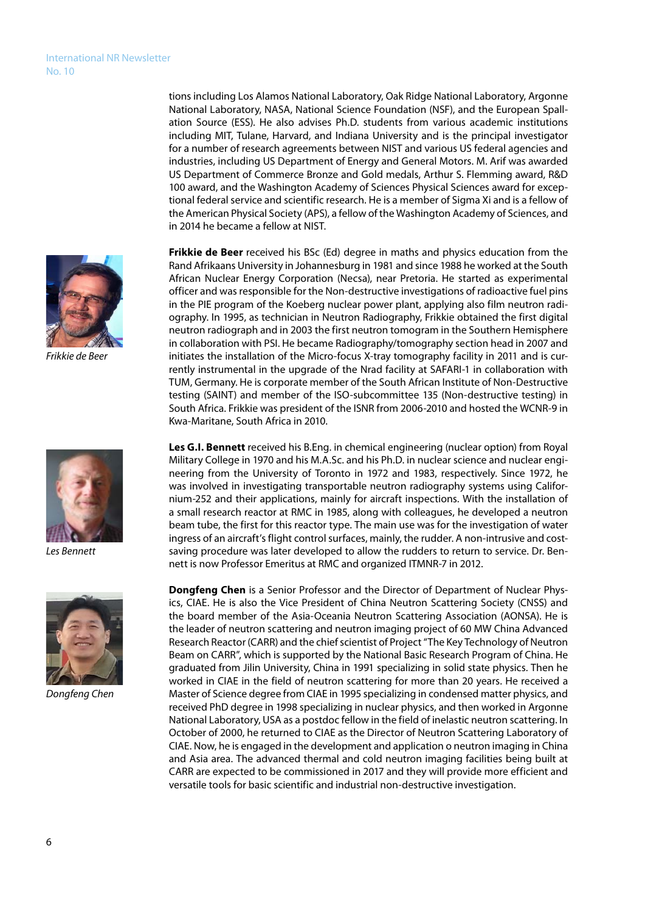tions including Los Alamos National Laboratory, Oak Ridge National Laboratory, Argonne National Laboratory, NASA, National Science Foundation (NSF), and the European Spallation Source (ESS). He also advises Ph.D. students from various academic institutions including MIT, Tulane, Harvard, and Indiana University and is the principal investigator for a number of research agreements between NIST and various US federal agencies and industries, including US Department of Energy and General Motors. M. Arif was awarded US Department of Commerce Bronze and Gold medals, Arthur S. Flemming award, R&D 100 award, and the Washington Academy of Sciences Physical Sciences award for exceptional federal service and scientific research. He is a member of Sigma Xi and is a fellow of the American Physical Society (APS), a fellow of the Washington Academy of Sciences, and in 2014 he became a fellow at NIST.

*Frikkie de Beer*

**Frikkie de Beer** received his BSc (Ed) degree in maths and physics education from the Rand Afrikaans University in Johannesburg in 1981 and since 1988 he worked at the South African Nuclear Energy Corporation (Necsa), near Pretoria. He started as experimental officer and was responsible for the Non-destructive investigations of radioactive fuel pins in the PIE program of the Koeberg nuclear power plant, applying also film neutron radiography. In 1995, as technician in Neutron Radiography, Frikkie obtained the first digital neutron radiograph and in 2003 the first neutron tomogram in the Southern Hemisphere in collaboration with PSI. He became Radiography/tomography section head in 2007 and initiates the installation of the Micro-focus X-tray tomography facility in 2011 and is currently instrumental in the upgrade of the Nrad facility at SAFARI-1 in collaboration with TUM, Germany. He is corporate member of the South African Institute of Non-Destructive testing (SAINT) and member of the ISO-subcommittee 135 (Non-destructive testing) in South Africa. Frikkie was president of the ISNR from 2006-2010 and hosted the WCNR-9 in Kwa-Maritane, South Africa in 2010.

*Les Bennett*

**Les G.I. Bennett** received his B.Eng. in chemical engineering (nuclear option) from Royal Military College in 1970 and his M.A.Sc. and his Ph.D. in nuclear science and nuclear engineering from the University of Toronto in 1972 and 1983, respectively. Since 1972, he was involved in investigating transportable neutron radiography systems using Californium-252 and their applications, mainly for aircraft inspections. With the installation of a small research reactor at RMC in 1985, along with colleagues, he developed a neutron beam tube, the first for this reactor type. The main use was for the investigation of water ingress of an aircraft's flight control surfaces, mainly, the rudder. A non-intrusive and cost-saving procedure was later developed to allow the rudders to return to service. Dr. Bennett is now Professor Emeritus at RMC and organized ITMNR-7 in 2012.

*Dongfeng Chen*

**Dongfeng Chen** is a Senior Professor and the Director of Department of Nuclear Physics, CIAE. He is also the Vice President of China Neutron Scattering Society (CNSS) and the board member of the Asia-Oceania Neutron Scattering Association (AONSA). He is the leader of neutron scattering and neutron imaging project of 60 MW China Advanced Research Reactor (CARR) and the chief scientist of Project "The Key Technology of Neutron Beam on CARR", which is supported by the National Basic Research Program of China. He graduated from Jilin University, China in 1991 specializing in solid state physics. Then he worked in CIAE in the field of neutron scattering for more than 20 years. He received a Master of Science degree from CIAE in 1995 specializing in condensed matter physics, and received PhD degree in 1998 specializing in nuclear physics, and then worked in Argonne National Laboratory, USA as a postdoc fellow in the field of inelastic neutron scattering. In October of 2000, he returned to CIAE as the Director of Neutron Scattering Laboratory of CIAE. Now, he is engaged in the development and application o neutron imaging in China and Asia area. The advanced thermal and cold neutron imaging facilities being built at CARR are expected to be commissioned in 2017 and they will provide more efficient and versatile tools for basic scientific and industrial non-destructive investigation.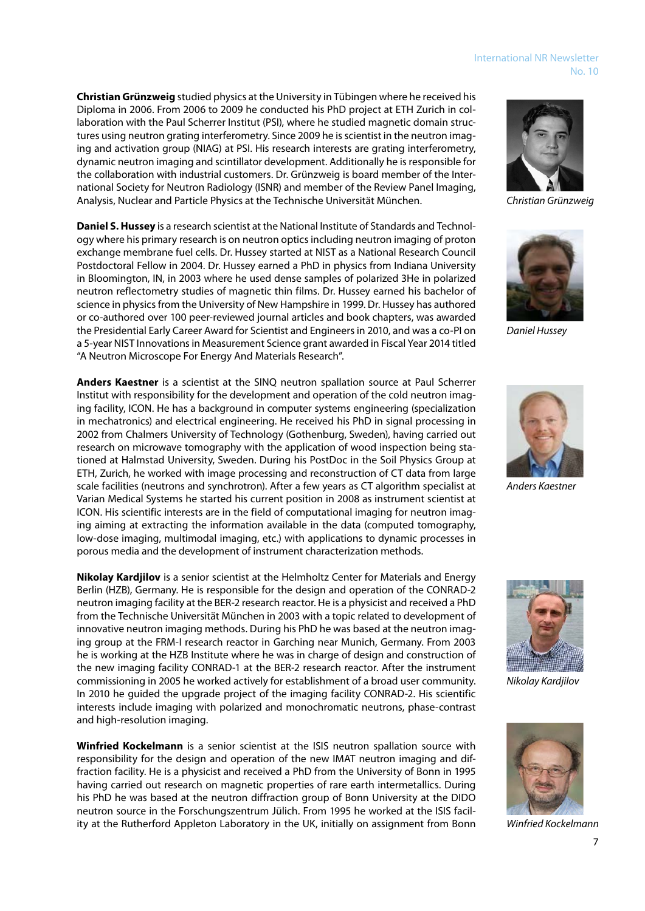**Christian Grünzweig** studied physics at the University in Tübingen where he received his Diploma in 2006. From 2006 to 2009 he conducted his PhD project at ETH Zurich in collaboration with the Paul Scherrer Institut (PSI), where he studied magnetic domain structures using neutron grating interferometry. Since 2009 he is scientist in the neutron imaging and activation group (NIAG) at PSI. His research interests are grating interferometry, dynamic neutron imaging and scintillator development. Additionally he is responsible for the collaboration with industrial customers. Dr. Grünzweig is board member of the International Society for Neutron Radiology (ISNR) and member of the Review Panel Imaging, Analysis, Nuclear and Particle Physics at the Technische Universität München.

*Christian Grünzweig*

**Daniel S. Hussey** is a research scientist at the National Institute of Standards and Technology where his primary research is on neutron optics including neutron imaging of proton exchange membrane fuel cells. Dr. Hussey started at NIST as a National Research Council Postdoctoral Fellow in 2004. Dr. Hussey earned a PhD in physics from Indiana University in Bloomington, IN, in 2003 where he used dense samples of polarized 3He in polarized neutron reflectometry studies of magnetic thin films. Dr. Hussey earned his bachelor of science in physics from the University of New Hampshire in 1999. Dr. Hussey has authored or co-authored over 100 peer-reviewed journal articles and book chapters, was awarded the Presidential Early Career Award for Scientist and Engineers in 2010, and was a co-PI on a 5-year NIST Innovations in Measurement Science grant awarded in Fiscal Year 2014 titled "A Neutron Microscope For Energy And Materials Research".

*Daniel Hussey*

**Anders Kaestner** is a scientist at the SINQ neutron spallation source at Paul Scherrer Institut with responsibility for the development and operation of the cold neutron imaging facility, ICON. He has a background in computer systems engineering (specialization in mechatronics) and electrical engineering. He received his PhD in signal processing in 2002 from Chalmers University of Technology (Gothenburg, Sweden), having carried out research on microwave tomography with the application of wood inspection being stationed at Halmstad University, Sweden. During his PostDoc in the Soil Physics Group at ETH, Zurich, he worked with image processing and reconstruction of CT data from large scale facilities (neutrons and synchrotron). After a few years as CT algorithm specialist at Varian Medical Systems he started his current position in 2008 as instrument scientist at ICON. His scientific interests are in the field of computational imaging for neutron imaging aiming at extracting the information available in the data (computed tomography, low-dose imaging, multimodal imaging, etc.) with applications to dynamic processes in porous media and the development of instrument characterization methods.

*Anders Kaestner*

**Nikolay Kardjilov** is a senior scientist at the Helmholtz Center for Materials and Energy Berlin (HZB), Germany. He is responsible for the design and operation of the CONRAD-2 neutron imaging facility at the BER-2 research reactor. He is a physicist and received a PhD from the Technische Universität München in 2003 with a topic related to development of innovative neutron imaging methods. During his PhD he was based at the neutron imaging group at the FRM-I research reactor in Garching near Munich, Germany. From 2003 he is working at the HZB Institute where he was in charge of design and construction of the new imaging facility CONRAD-1 at the BER-2 research reactor. After the instrument commissioning in 2005 he worked actively for establishment of a broad user community. In 2010 he guided the upgrade project of the imaging facility CONRAD-2. His scientific interests include imaging with polarized and monochromatic neutrons, phase-contrast and high-resolution imaging.

*Nikolay Kardjilov*

**Winfried Kockelmann** is a senior scientist at the ISIS neutron spallation source with responsibility for the design and operation of the new IMAT neutron imaging and diffraction facility. He is a physicist and received a PhD from the University of Bonn in 1995 having carried out research on magnetic properties of rare earth intermetallics. During his PhD he was based at the neutron diffraction group of Bonn University at the DIDO neutron source in the Forschungszentrum Jülich. From 1995 he worked at the ISIS facility at the Rutherford Appleton Laboratory in the UK, initially on assignment from Bonn

*Winfried Kockelmann*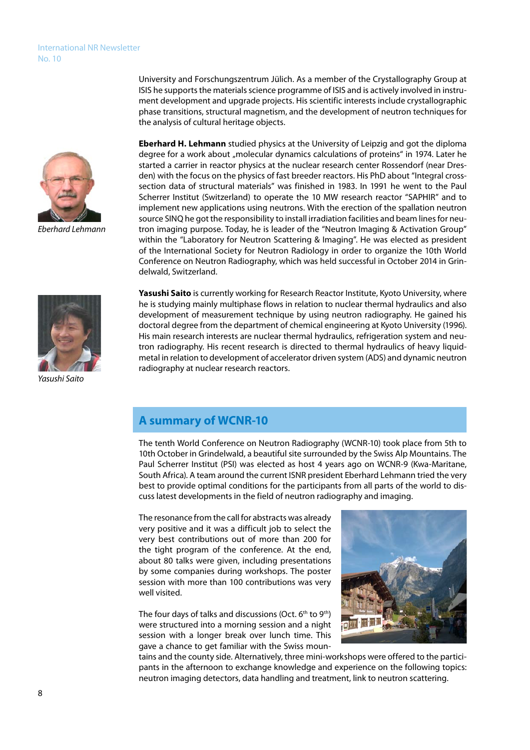University and Forschungszentrum Jülich. As a member of the Crystallography Group at ISIS he supports the materials science programme of ISIS and is actively involved in instrument development and upgrade projects. His scientific interests include crystallographic phase transitions, structural magnetism, and the development of neutron techniques for the analysis of cultural heritage objects.

*Eberhard Lehmann*

**Eberhard H. Lehmann** studied physics at the University of Leipzig and got the diploma degree for a work about „molecular dynamics calculations of proteins" in 1974. Later he started a carrier in reactor physics at the nuclear research center Rossendorf (near Dresden) with the focus on the physics of fast breeder reactors. His PhD about "Integral cross-section data of structural materials" was finished in 1983. In 1991 he went to the Paul Scherrer Institut (Switzerland) to operate the 10 MW research reactor "SAPHIR" and to implement new applications using neutrons. With the erection of the spallation neutron source SINQ he got the responsibility to install irradiation facilities and beam lines for neutron imaging purpose. Today, he is leader of the "Neutron Imaging & Activation Group" within the "Laboratory for Neutron Scattering & Imaging". He was elected as president of the International Society for Neutron Radiology in order to organize the 10th World Conference on Neutron Radiography, which was held successful in October 2014 in Grindelwald, Switzerland.

*Yasushi Saito*

**Yasushi Saito** is currently working for Research Reactor Institute, Kyoto University, where he is studying mainly multiphase flows in relation to nuclear thermal hydraulics and also development of measurement technique by using neutron radiography. He gained his doctoral degree from the department of chemical engineering at Kyoto University (1996). His main research interests are nuclear thermal hydraulics, refrigeration system and neutron radiography. His recent research is directed to thermal hydraulics of heavy liquid-metal in relation to development of accelerator driven system (ADS) and dynamic neutron radiography at nuclear research reactors.

## A summary of WCNR-10

The tenth World Conference on Neutron Radiography (WCNR-10) took place from 5th to 10th October in Grindelwald, a beautiful site surrounded by the Swiss Alp Mountains. The Paul Scherrer Institut (PSI) was elected as host 4 years ago on WCNR-9 (Kwa-Maritane, South Africa). A team around the current ISNR president Eberhard Lehmann tried the very best to provide optimal conditions for the participants from all parts of the world to discuss latest developments in the field of neutron radiography and imaging.

The resonance from the call for abstracts was already very positive and it was a difficult job to select the very best contributions out of more than 200 for the tight program of the conference. At the end, about 80 talks were given, including presentations by some companies during workshops. The poster session with more than 100 contributions was very well visited.

The four days of talks and discussions (Oct. 6th to 9th) were structured into a morning session and a night session with a longer break over lunch time. This gave a chance to get familiar with the Swiss mountains and the county side. Alternatively, three mini-workshops were offered to the participants in the afternoon to exchange knowledge and experience on the following topics: neutron imaging detectors, data handling and treatment, link to neutron scattering.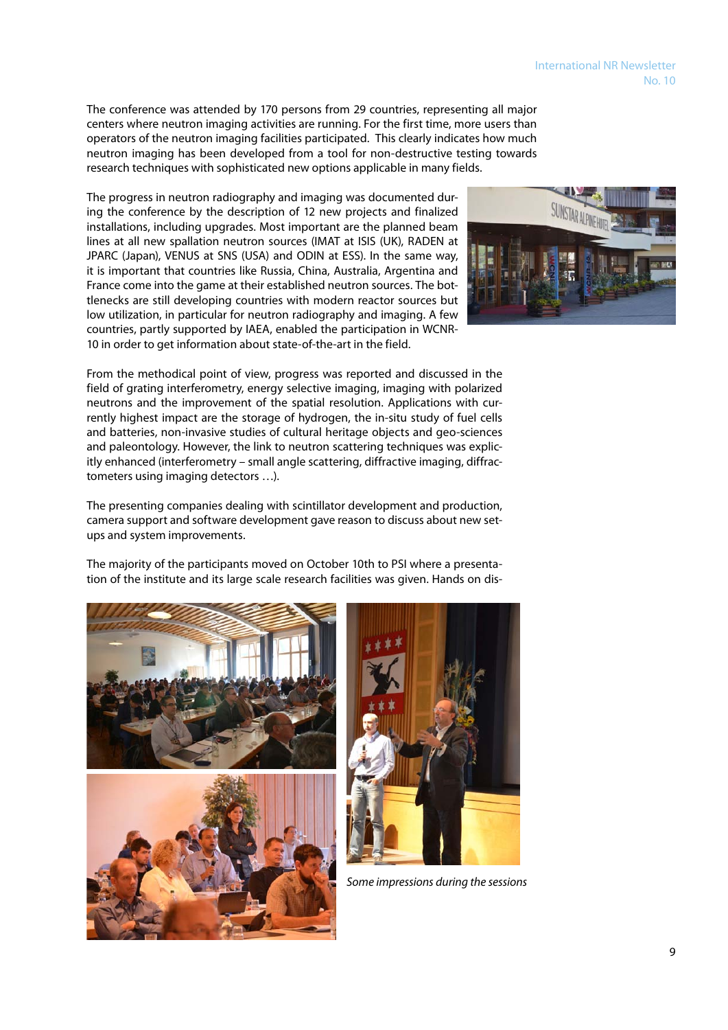The conference was attended by 170 persons from 29 countries, representing all major centers where neutron imaging activities are running. For the first time, more users than operators of the neutron imaging facilities participated. This clearly indicates how much neutron imaging has been developed from a tool for non-destructive testing towards research techniques with sophisticated new options applicable in many fields.

The progress in neutron radiography and imaging was documented during the conference by the description of 12 new projects and finalized installations, including upgrades. Most important are the planned beam lines at all new spallation neutron sources (IMAT at ISIS (UK), RADEN at JPARC (Japan), VENUS at SNS (USA) and ODIN at ESS). In the same way, it is important that countries like Russia, China, Australia, Argentina and France come into the game at their established neutron sources. The bottlenecks are still developing countries with modern reactor sources but low utilization, in particular for neutron radiography and imaging. A few countries, partly supported by IAEA, enabled the participation in WCNR-10 in order to get information about state-of-the-art in the field.

From the methodical point of view, progress was reported and discussed in the field of grating interferometry, energy selective imaging, imaging with polarized neutrons and the improvement of the spatial resolution. Applications with currently highest impact are the storage of hydrogen, the in-situ study of fuel cells and batteries, non-invasive studies of cultural heritage objects and geo-sciences and paleontology. However, the link to neutron scattering techniques was explicitly enhanced (interferometry – small angle scattering, diffractive imaging, diffractometers using imaging detectors …).

The presenting companies dealing with scintillator development and production, camera support and software development gave reason to discuss about new setups and system improvements.

The majority of the participants moved on October 10th to PSI where a presentation of the institute and its large scale research facilities was given. Hands on dis-

*Some impressions during the sessions*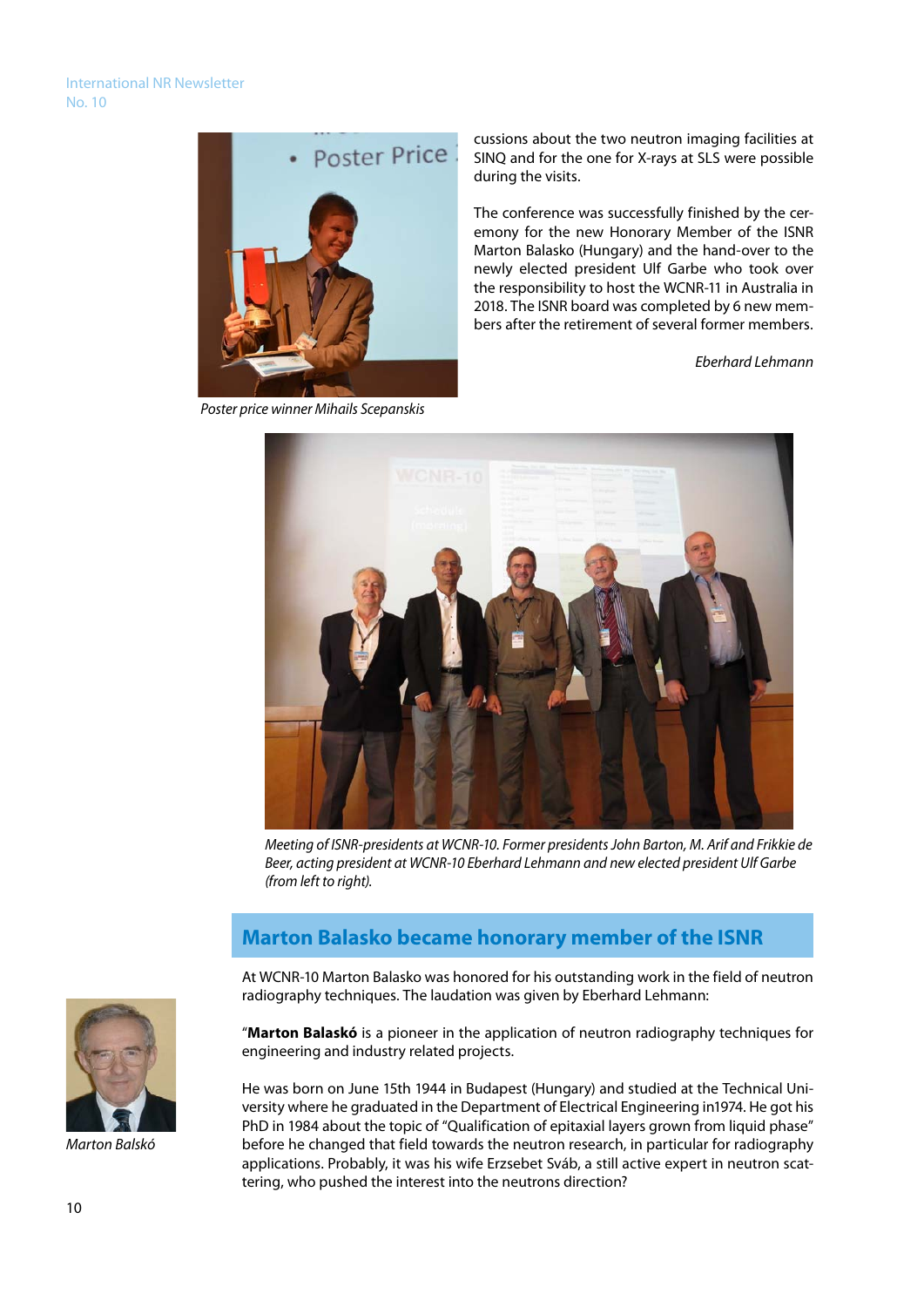cussions about the two neutron imaging facilities at SINQ and for the one for X-rays at SLS were possible during the visits.

The conference was successfully finished by the ceremony for the new Honorary Member of the ISNR Marton Balasko (Hungary) and the hand-over to the newly elected president Ulf Garbe who took over the responsibility to host the WCNR-11 in Australia in 2018. The ISNR board was completed by 6 new members after the retirement of several former members.

*Eberhard Lehmann*

*Poster price winner Mihails Scepanskis*

*Meeting of ISNR-presidents at WCNR-10. Former presidents John Barton, M. Arif and Frikkie de Beer, acting president at WCNR-10 Eberhard Lehmann and new elected president Ulf Garbe (from left to right).*

## Marton Balasko became honorary member of the ISNR

At WCNR-10 Marton Balasko was honored for his outstanding work in the field of neutron radiography techniques. The laudation was given by Eberhard Lehmann:

*Marton Balskó*

"**Marton Balaskó** is a pioneer in the application of neutron radiography techniques for engineering and industry related projects.

He was born on June 15th 1944 in Budapest (Hungary) and studied at the Technical University where he graduated in the Department of Electrical Engineering in1974. He got his PhD in 1984 about the topic of "Qualification of epitaxial layers grown from liquid phase" before he changed that field towards the neutron research, in particular for radiography applications. Probably, it was his wife Erzsebet Sváb, a still active expert in neutron scattering, who pushed the interest into the neutrons direction?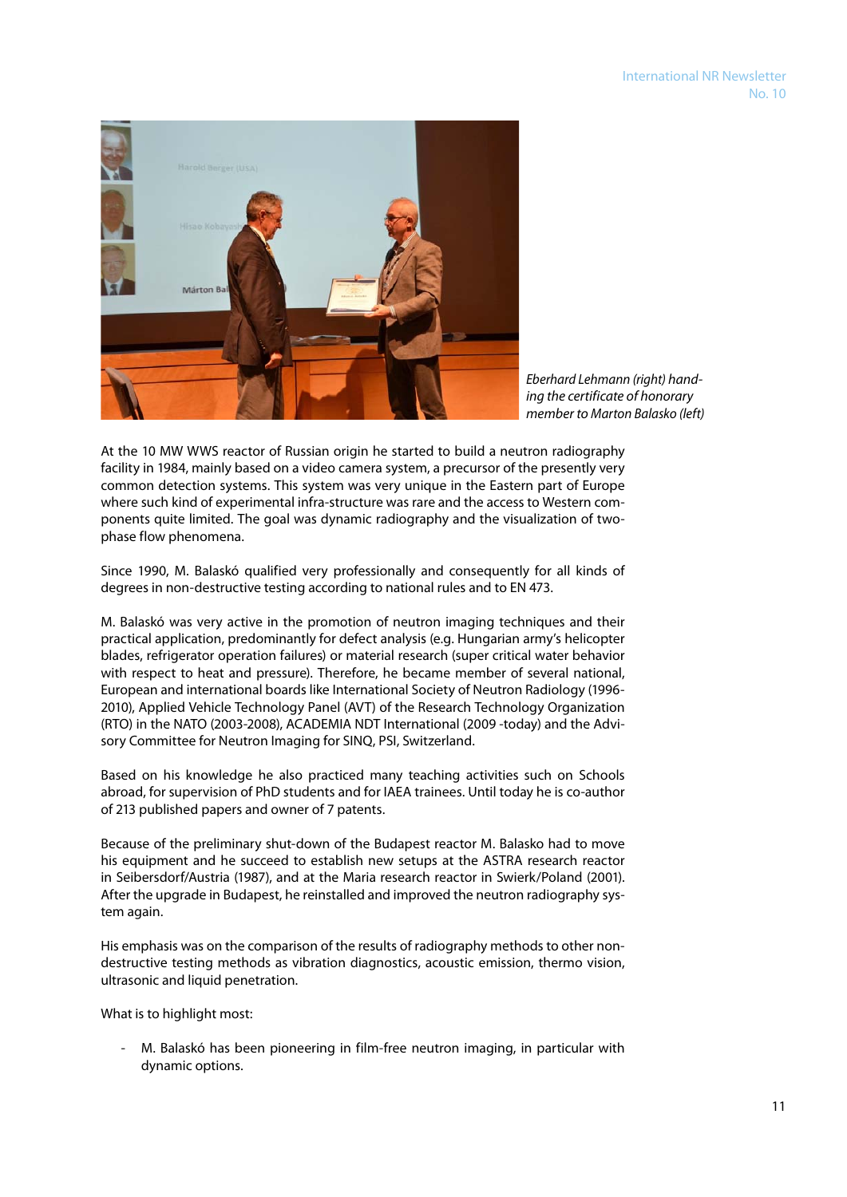*Eberhard Lehmann (right) handing the certificate of honorary member to Marton Balasko (left)*

At the 10 MW WWS reactor of Russian origin he started to build a neutron radiography facility in 1984, mainly based on a video camera system, a precursor of the presently very common detection systems. This system was very unique in the Eastern part of Europe where such kind of experimental infra-structure was rare and the access to Western components quite limited. The goal was dynamic radiography and the visualization of two-phase flow phenomena.

Since 1990, M. Balaskó qualified very professionally and consequently for all kinds of degrees in non-destructive testing according to national rules and to EN 473.

M. Balaskó was very active in the promotion of neutron imaging techniques and their practical application, predominantly for defect analysis (e.g. Hungarian army's helicopter blades, refrigerator operation failures) or material research (super critical water behavior with respect to heat and pressure). Therefore, he became member of several national, European and international boards like International Society of Neutron Radiology (1996-2010), Applied Vehicle Technology Panel (AVT) of the Research Technology Organization (RTO) in the NATO (2003-2008), ACADEMIA NDT International (2009 -today) and the Advisory Committee for Neutron Imaging for SINQ, PSI, Switzerland.

Based on his knowledge he also practiced many teaching activities such on Schools abroad, for supervision of PhD students and for IAEA trainees. Until today he is co-author of 213 published papers and owner of 7 patents.

Because of the preliminary shut-down of the Budapest reactor M. Balasko had to move his equipment and he succeed to establish new setups at the ASTRA research reactor in Seibersdorf/Austria (1987), and at the Maria research reactor in Swierk/Poland (2001). After the upgrade in Budapest, he reinstalled and improved the neutron radiography system again.

His emphasis was on the comparison of the results of radiography methods to other non-destructive testing methods as vibration diagnostics, acoustic emission, thermo vision, ultrasonic and liquid penetration.

What is to highlight most:

- M. Balaskó has been pioneering in film-free neutron imaging, in particular with dynamic options.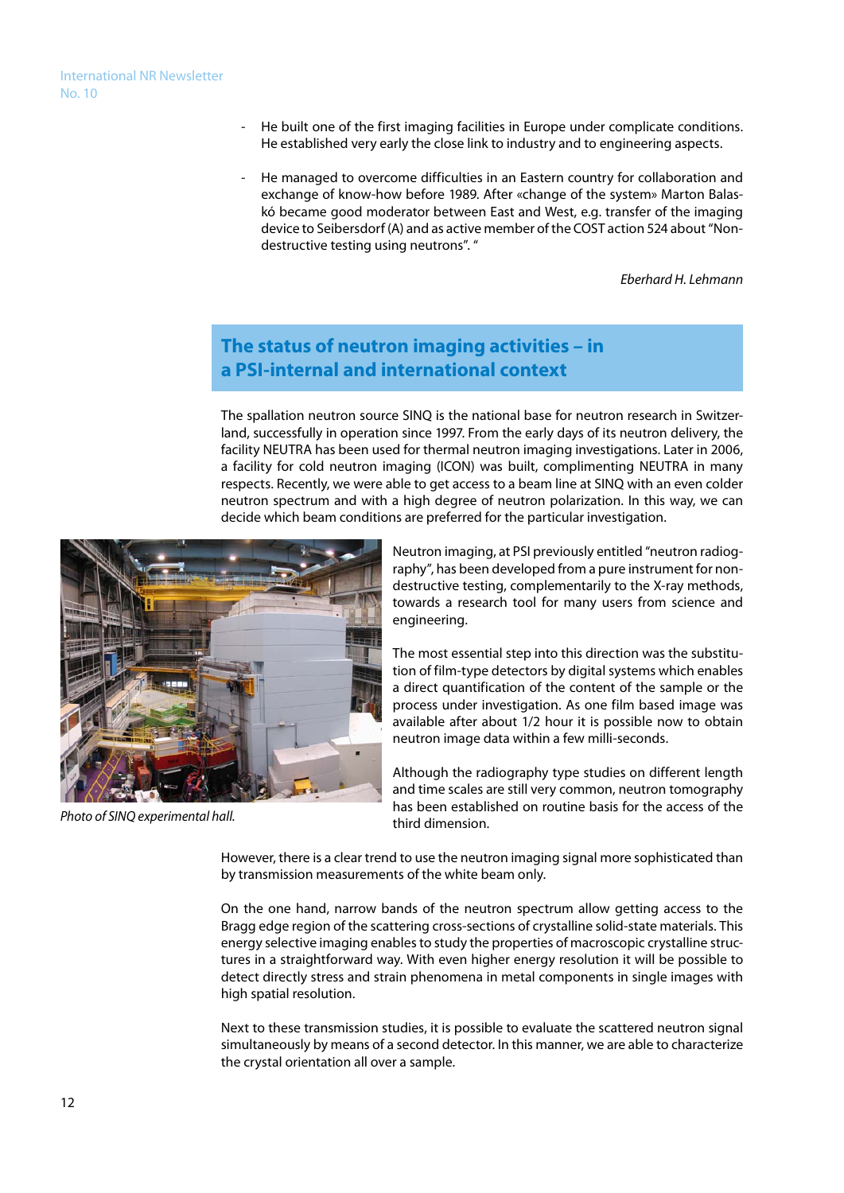- He built one of the first imaging facilities in Europe under complicate conditions. He established very early the close link to industry and to engineering aspects.

- He managed to overcome difficulties in an Eastern country for collaboration and exchange of know-how before 1989. After «change of the system» Marton Balaskó became good moderator between East and West, e.g. transfer of the imaging device to Seibersdorf (A) and as active member of the COST action 524 about "Non-destructive testing using neutrons". "

*Eberhard H. Lehmann*

## The status of neutron imaging activities – in a PSI-internal and international context

The spallation neutron source SINQ is the national base for neutron research in Switzerland, successfully in operation since 1997. From the early days of its neutron delivery, the facility NEUTRA has been used for thermal neutron imaging investigations. Later in 2006, a facility for cold neutron imaging (ICON) was built, complimenting NEUTRA in many respects. Recently, we were able to get access to a beam line at SINQ with an even colder neutron spectrum and with a high degree of neutron polarization. In this way, we can decide which beam conditions are preferred for the particular investigation.

*Photo of SINQ experimental hall.*

Neutron imaging, at PSI previously entitled "neutron radiography", has been developed from a pure instrument for non-destructive testing, complementarily to the X-ray methods, towards a research tool for many users from science and engineering.

The most essential step into this direction was the substitution of film-type detectors by digital systems which enables a direct quantification of the content of the sample or the process under investigation. As one film based image was available after about 1/2 hour it is possible now to obtain neutron image data within a few milli-seconds.

Although the radiography type studies on different length and time scales are still very common, neutron tomography has been established on routine basis for the access of the third dimension.

However, there is a clear trend to use the neutron imaging signal more sophisticated than by transmission measurements of the white beam only.

On the one hand, narrow bands of the neutron spectrum allow getting access to the Bragg edge region of the scattering cross-sections of crystalline solid-state materials. This energy selective imaging enables to study the properties of macroscopic crystalline structures in a straightforward way. With even higher energy resolution it will be possible to detect directly stress and strain phenomena in metal components in single images with high spatial resolution.

Next to these transmission studies, it is possible to evaluate the scattered neutron signal simultaneously by means of a second detector. In this manner, we are able to characterize the crystal orientation all over a sample.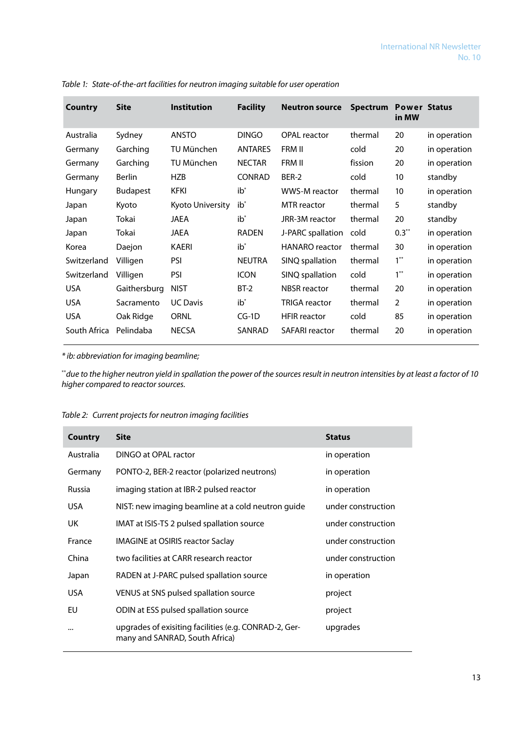*Table 1: State-of-the-art facilities for neutron imaging suitable for user operation*

| Country | Site | Institution | Facility | Neutron source | Spectrum | Power in MW | Status |
|---|---|---|---|---|---|---|---|
| Australia | Sydney | ANSTO | DINGO | OPAL reactor | thermal | 20 | in operation |
| Germany | Garching | TU München | ANTARES | FRM II | cold | 20 | in operation |
| Germany | Garching | TU München | NECTAR | FRM II | fission | 20 | in operation |
| Germany | Berlin | HZB | CONRAD | BER-2 | cold | 10 | standby |
| Hungary | Budapest | KFKI | ib* | WWS-M reactor | thermal | 10 | in operation |
| Japan | Kyoto | Kyoto University | ib* | MTR reactor | thermal | 5 | standby |
| Japan | Tokai | JAEA | ib* | JRR-3M reactor | thermal | 20 | standby |
| Japan | Tokai | JAEA | RADEN | J-PARC spallation | cold | 0.3** | in operation |
| Korea | Daejon | KAERI | ib* | HANARO reactor | thermal | 30 | in operation |
| Switzerland | Villigen | PSI | NEUTRA | SINQ spallation | thermal | 1** | in operation |
| Switzerland | Villigen | PSI | ICON | SINQ spallation | cold | 1** | in operation |
| USA | Gaithersburg | NIST | BT-2 | NBSR reactor | thermal | 20 | in operation |
| USA | Sacramento | UC Davis | ib* | TRIGA reactor | thermal | 2 | in operation |
| USA | Oak Ridge | ORNL | CG-1D | HFIR reactor | cold | 85 | in operation |
| South Africa | Pelindaba | NECSA | SANRAD | SAFARI reactor | thermal | 20 | in operation |

*\* ib: abbreviation for imaging beamline;*

*\*\*due to the higher neutron yield in spallation the power of the sources result in neutron intensities by at least a factor of 10 higher compared to reactor sources.*

*Table 2: Current projects for neutron imaging facilities*

| Country | Site | Status |
|---|---|---|
| Australia | DINGO at OPAL ractor | in operation |
| Germany | PONTO-2, BER-2 reactor (polarized neutrons) | in operation |
| Russia | imaging station at IBR-2 pulsed reactor | in operation |
| USA | NIST: new imaging beamline at a cold neutron guide | under construction |
| UK | IMAT at ISIS-TS 2 pulsed spallation source | under construction |
| France | IMAGINE at OSIRIS reactor Saclay | under construction |
| China | two facilities at CARR research reactor | under construction |
| Japan | RADEN at J-PARC pulsed spallation source | in operation |
| USA | VENUS at SNS pulsed spallation source | project |
| EU | ODIN at ESS pulsed spallation source | project |
| ... | upgrades of exisiting facilities (e.g. CONRAD-2, Germany and SANRAD, South Africa) | upgrades |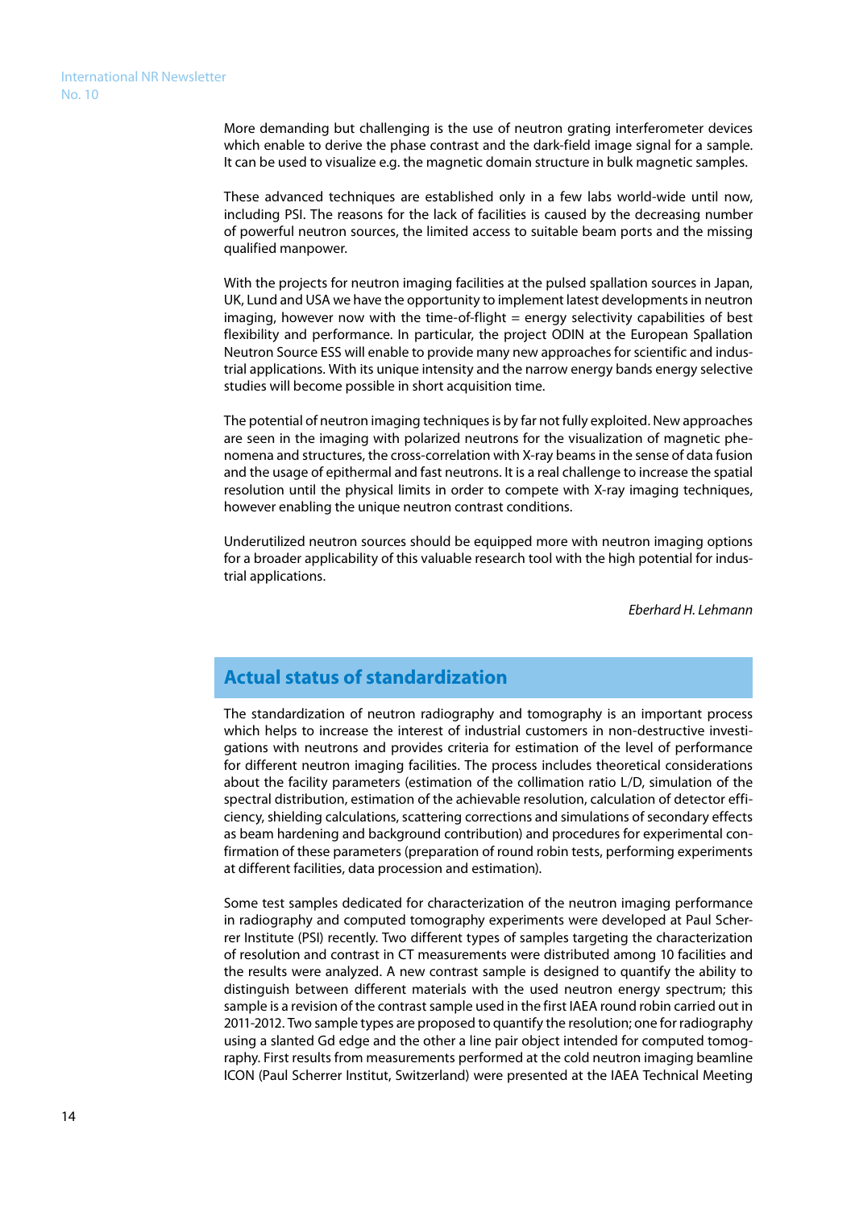More demanding but challenging is the use of neutron grating interferometer devices which enable to derive the phase contrast and the dark-field image signal for a sample. It can be used to visualize e.g. the magnetic domain structure in bulk magnetic samples.

These advanced techniques are established only in a few labs world-wide until now, including PSI. The reasons for the lack of facilities is caused by the decreasing number of powerful neutron sources, the limited access to suitable beam ports and the missing qualified manpower.

With the projects for neutron imaging facilities at the pulsed spallation sources in Japan, UK, Lund and USA we have the opportunity to implement latest developments in neutron imaging, however now with the time-of-flight = energy selectivity capabilities of best flexibility and performance. In particular, the project ODIN at the European Spallation Neutron Source ESS will enable to provide many new approaches for scientific and industrial applications. With its unique intensity and the narrow energy bands energy selective studies will become possible in short acquisition time.

The potential of neutron imaging techniques is by far not fully exploited. New approaches are seen in the imaging with polarized neutrons for the visualization of magnetic phenomena and structures, the cross-correlation with X-ray beams in the sense of data fusion and the usage of epithermal and fast neutrons. It is a real challenge to increase the spatial resolution until the physical limits in order to compete with X-ray imaging techniques, however enabling the unique neutron contrast conditions.

Underutilized neutron sources should be equipped more with neutron imaging options for a broader applicability of this valuable research tool with the high potential for industrial applications.

*Eberhard H. Lehmann*

## Actual status of standardization

The standardization of neutron radiography and tomography is an important process which helps to increase the interest of industrial customers in non-destructive investigations with neutrons and provides criteria for estimation of the level of performance for different neutron imaging facilities. The process includes theoretical considerations about the facility parameters (estimation of the collimation ratio L/D, simulation of the spectral distribution, estimation of the achievable resolution, calculation of detector efficiency, shielding calculations, scattering corrections and simulations of secondary effects as beam hardening and background contribution) and procedures for experimental confirmation of these parameters (preparation of round robin tests, performing experiments at different facilities, data procession and estimation).

Some test samples dedicated for characterization of the neutron imaging performance in radiography and computed tomography experiments were developed at Paul Scherrer Institute (PSI) recently. Two different types of samples targeting the characterization of resolution and contrast in CT measurements were distributed among 10 facilities and the results were analyzed. A new contrast sample is designed to quantify the ability to distinguish between different materials with the used neutron energy spectrum; this sample is a revision of the contrast sample used in the first IAEA round robin carried out in 2011-2012. Two sample types are proposed to quantify the resolution; one for radiography using a slanted Gd edge and the other a line pair object intended for computed tomography. First results from measurements performed at the cold neutron imaging beamline ICON (Paul Scherrer Institut, Switzerland) were presented at the IAEA Technical Meeting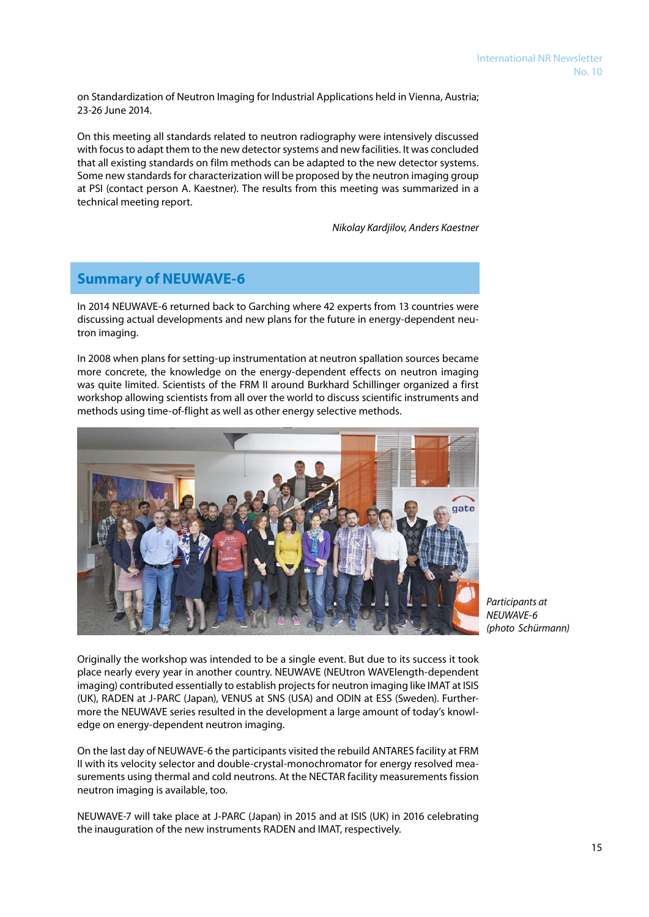on Standardization of Neutron Imaging for Industrial Applications held in Vienna, Austria; 23-26 June 2014.

On this meeting all standards related to neutron radiography were intensively discussed with focus to adapt them to the new detector systems and new facilities. It was concluded that all existing standards on film methods can be adapted to the new detector systems. Some new standards for characterization will be proposed by the neutron imaging group at PSI (contact person A. Kaestner). The results from this meeting was summarized in a technical meeting report.

*Nikolay Kardjilov, Anders Kaestner*

## Summary of NEUWAVE-6

In 2014 NEUWAVE-6 returned back to Garching where 42 experts from 13 countries were discussing actual developments and new plans for the future in energy-dependent neutron imaging.

In 2008 when plans for setting-up instrumentation at neutron spallation sources became more concrete, the knowledge on the energy-dependent effects on neutron imaging was quite limited. Scientists of the FRM II around Burkhard Schillinger organized a first workshop allowing scientists from all over the world to discuss scientific instruments and methods using time-of-flight as well as other energy selective methods.

*Participants at NEUWAVE-6 (photo Schürmann)*

Originally the workshop was intended to be a single event. But due to its success it took place nearly every year in another country. NEUWAVE (NEUtron WAVElength-dependent imaging) contributed essentially to establish projects for neutron imaging like IMAT at ISIS (UK), RADEN at J-PARC (Japan), VENUS at SNS (USA) and ODIN at ESS (Sweden). Furthermore the NEUWAVE series resulted in the development a large amount of today's knowledge on energy-dependent neutron imaging.

On the last day of NEUWAVE-6 the participants visited the rebuild ANTARES facility at FRM II with its velocity selector and double-crystal-monochromator for energy resolved measurements using thermal and cold neutrons. At the NECTAR facility measurements fission neutron imaging is available, too.

NEUWAVE-7 will take place at J-PARC (Japan) in 2015 and at ISIS (UK) in 2016 celebrating the inauguration of the new instruments RADEN and IMAT, respectively.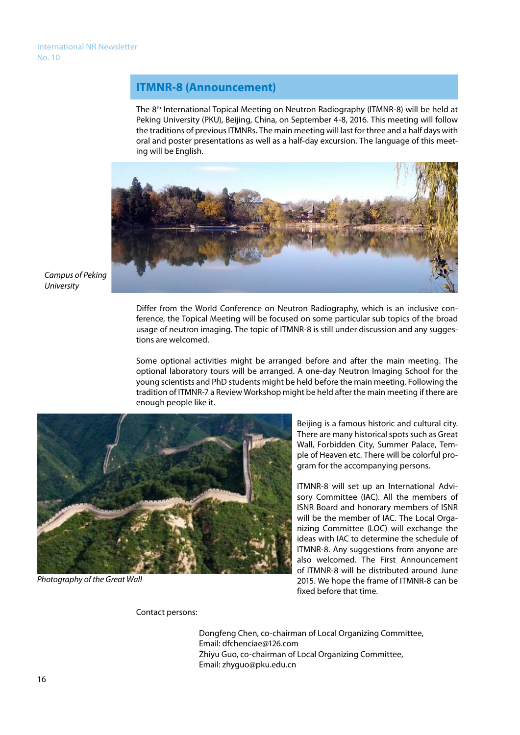## ITMNR-8 (Announcement)

The 8th International Topical Meeting on Neutron Radiography (ITMNR-8) will be held at Peking University (PKU), Beijing, China, on September 4-8, 2016. This meeting will follow the traditions of previous ITMNRs. The main meeting will last for three and a half days with oral and poster presentations as well as a half-day excursion. The language of this meeting will be English.

*Campus of Peking University*

Differ from the World Conference on Neutron Radiography, which is an inclusive conference, the Topical Meeting will be focused on some particular sub topics of the broad usage of neutron imaging. The topic of ITMNR-8 is still under discussion and any suggestions are welcomed.

Some optional activities might be arranged before and after the main meeting. The optional laboratory tours will be arranged. A one-day Neutron Imaging School for the young scientists and PhD students might be held before the main meeting. Following the tradition of ITMNR-7 a Review Workshop might be held after the main meeting if there are enough people like it.

*Photography of the Great Wall*

Beijing is a famous historic and cultural city. There are many historical spots such as Great Wall, Forbidden City, Summer Palace, Temple of Heaven etc. There will be colorful program for the accompanying persons.

ITMNR-8 will set up an International Advisory Committee (IAC). All the members of ISNR Board and honorary members of ISNR will be the member of IAC. The Local Organizing Committee (LOC) will exchange the ideas with IAC to determine the schedule of ITMNR-8. Any suggestions from anyone are also welcomed. The First Announcement of ITMNR-8 will be distributed around June 2015. We hope the frame of ITMNR-8 can be fixed before that time.

Contact persons:

Dongfeng Chen, co-chairman of Local Organizing Committee,
Email: dfchenciae@126.com
Zhiyu Guo, co-chairman of Local Organizing Committee,
Email: zhyguo@pku.edu.cn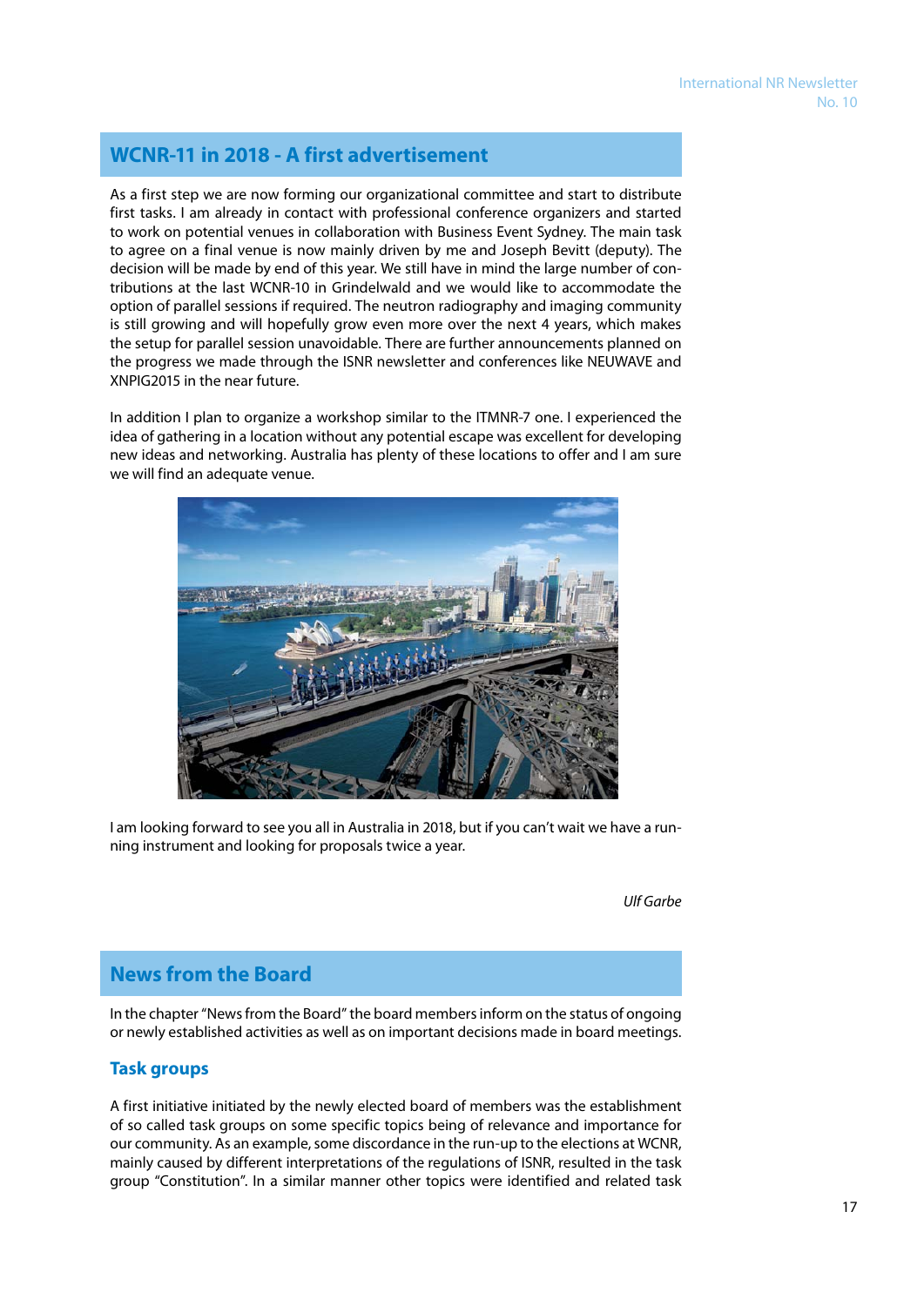## WCNR-11 in 2018 - A first advertisement

As a first step we are now forming our organizational committee and start to distribute first tasks. I am already in contact with professional conference organizers and started to work on potential venues in collaboration with Business Event Sydney. The main task to agree on a final venue is now mainly driven by me and Joseph Bevitt (deputy). The decision will be made by end of this year. We still have in mind the large number of contributions at the last WCNR-10 in Grindelwald and we would like to accommodate the option of parallel sessions if required. The neutron radiography and imaging community is still growing and will hopefully grow even more over the next 4 years, which makes the setup for parallel session unavoidable. There are further announcements planned on the progress we made through the ISNR newsletter and conferences like NEUWAVE and XNPIG2015 in the near future.

In addition I plan to organize a workshop similar to the ITMNR-7 one. I experienced the idea of gathering in a location without any potential escape was excellent for developing new ideas and networking. Australia has plenty of these locations to offer and I am sure we will find an adequate venue.

I am looking forward to see you all in Australia in 2018, but if you can't wait we have a running instrument and looking for proposals twice a year.

*Ulf Garbe*

## News from the Board

In the chapter "News from the Board" the board members inform on the status of ongoing or newly established activities as well as on important decisions made in board meetings.

### Task groups

A first initiative initiated by the newly elected board of members was the establishment of so called task groups on some specific topics being of relevance and importance for our community. As an example, some discordance in the run-up to the elections at WCNR, mainly caused by different interpretations of the regulations of ISNR, resulted in the task group "Constitution". In a similar manner other topics were identified and related task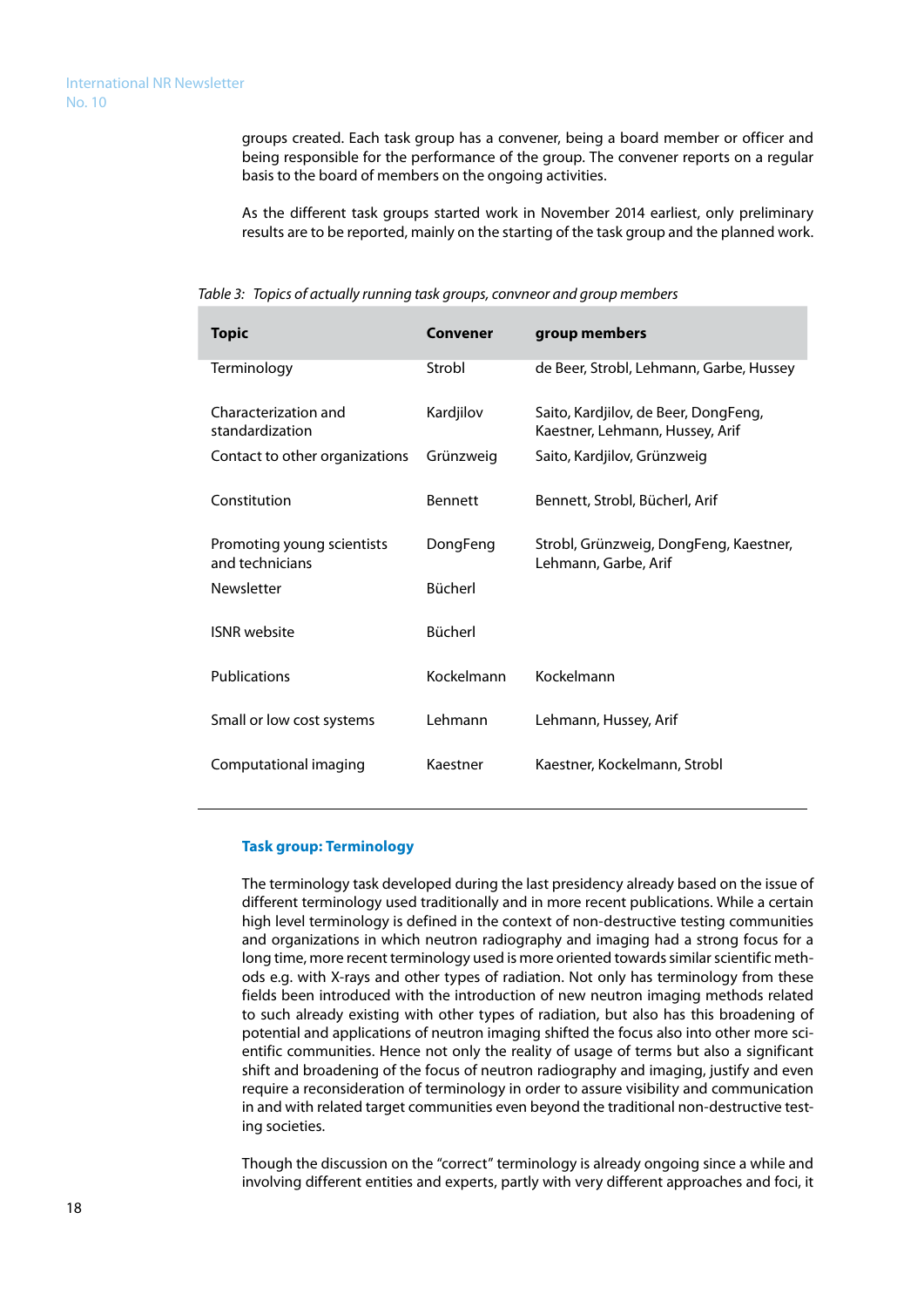groups created. Each task group has a convener, being a board member or officer and being responsible for the performance of the group. The convener reports on a regular basis to the board of members on the ongoing activities.

As the different task groups started work in November 2014 earliest, only preliminary results are to be reported, mainly on the starting of the task group and the planned work.

*Table 3: Topics of actually running task groups, convneor and group members*

| Topic | Convener | group members |
|---|---|---|
| Terminology | Strobl | de Beer, Strobl, Lehmann, Garbe, Hussey |
| Characterization and standardization | Kardjilov | Saito, Kardjilov, de Beer, DongFeng, Kaestner, Lehmann, Hussey, Arif |
| Contact to other organizations | Grünzweig | Saito, Kardjilov, Grünzweig |
| Constitution | Bennett | Bennett, Strobl, Bücherl, Arif |
| Promoting young scientists and technicians | DongFeng | Strobl, Grünzweig, DongFeng, Kaestner, Lehmann, Garbe, Arif |
| Newsletter | Bücherl | |
| ISNR website | Bücherl | |
| Publications | Kockelmann | Kockelmann |
| Small or low cost systems | Lehmann | Lehmann, Hussey, Arif |
| Computational imaging | Kaestner | Kaestner, Kockelmann, Strobl |

### Task group: Terminology

The terminology task developed during the last presidency already based on the issue of different terminology used traditionally and in more recent publications. While a certain high level terminology is defined in the context of non-destructive testing communities and organizations in which neutron radiography and imaging had a strong focus for a long time, more recent terminology used is more oriented towards similar scientific methods e.g. with X-rays and other types of radiation. Not only has terminology from these fields been introduced with the introduction of new neutron imaging methods related to such already existing with other types of radiation, but also has this broadening of potential and applications of neutron imaging shifted the focus also into other more scientific communities. Hence not only the reality of usage of terms but also a significant shift and broadening of the focus of neutron radiography and imaging, justify and even require a reconsideration of terminology in order to assure visibility and communication in and with related target communities even beyond the traditional non-destructive testing societies.

Though the discussion on the "correct" terminology is already ongoing since a while and involving different entities and experts, partly with very different approaches and foci, it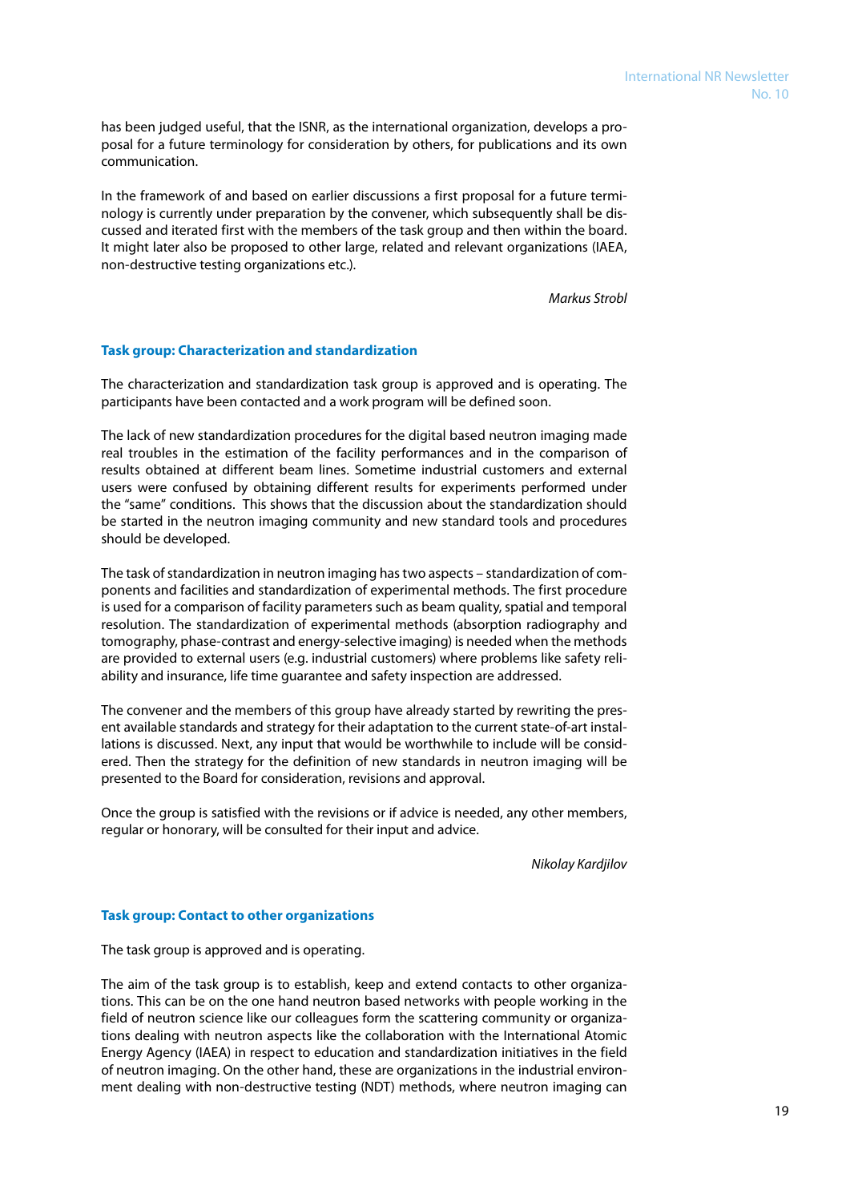has been judged useful, that the ISNR, as the international organization, develops a proposal for a future terminology for consideration by others, for publications and its own communication.

In the framework of and based on earlier discussions a first proposal for a future terminology is currently under preparation by the convener, which subsequently shall be discussed and iterated first with the members of the task group and then within the board. It might later also be proposed to other large, related and relevant organizations (IAEA, non-destructive testing organizations etc.).

*Markus Strobl*

### Task group: Characterization and standardization

The characterization and standardization task group is approved and is operating. The participants have been contacted and a work program will be defined soon.

The lack of new standardization procedures for the digital based neutron imaging made real troubles in the estimation of the facility performances and in the comparison of results obtained at different beam lines. Sometime industrial customers and external users were confused by obtaining different results for experiments performed under the "same" conditions. This shows that the discussion about the standardization should be started in the neutron imaging community and new standard tools and procedures should be developed.

The task of standardization in neutron imaging has two aspects – standardization of components and facilities and standardization of experimental methods. The first procedure is used for a comparison of facility parameters such as beam quality, spatial and temporal resolution. The standardization of experimental methods (absorption radiography and tomography, phase-contrast and energy-selective imaging) is needed when the methods are provided to external users (e.g. industrial customers) where problems like safety reliability and insurance, life time guarantee and safety inspection are addressed.

The convener and the members of this group have already started by rewriting the present available standards and strategy for their adaptation to the current state-of-art installations is discussed. Next, any input that would be worthwhile to include will be considered. Then the strategy for the definition of new standards in neutron imaging will be presented to the Board for consideration, revisions and approval.

Once the group is satisfied with the revisions or if advice is needed, any other members, regular or honorary, will be consulted for their input and advice.

*Nikolay Kardjilov*

### Task group: Contact to other organizations

The task group is approved and is operating.

The aim of the task group is to establish, keep and extend contacts to other organizations. This can be on the one hand neutron based networks with people working in the field of neutron science like our colleagues form the scattering community or organizations dealing with neutron aspects like the collaboration with the International Atomic Energy Agency (IAEA) in respect to education and standardization initiatives in the field of neutron imaging. On the other hand, these are organizations in the industrial environment dealing with non-destructive testing (NDT) methods, where neutron imaging can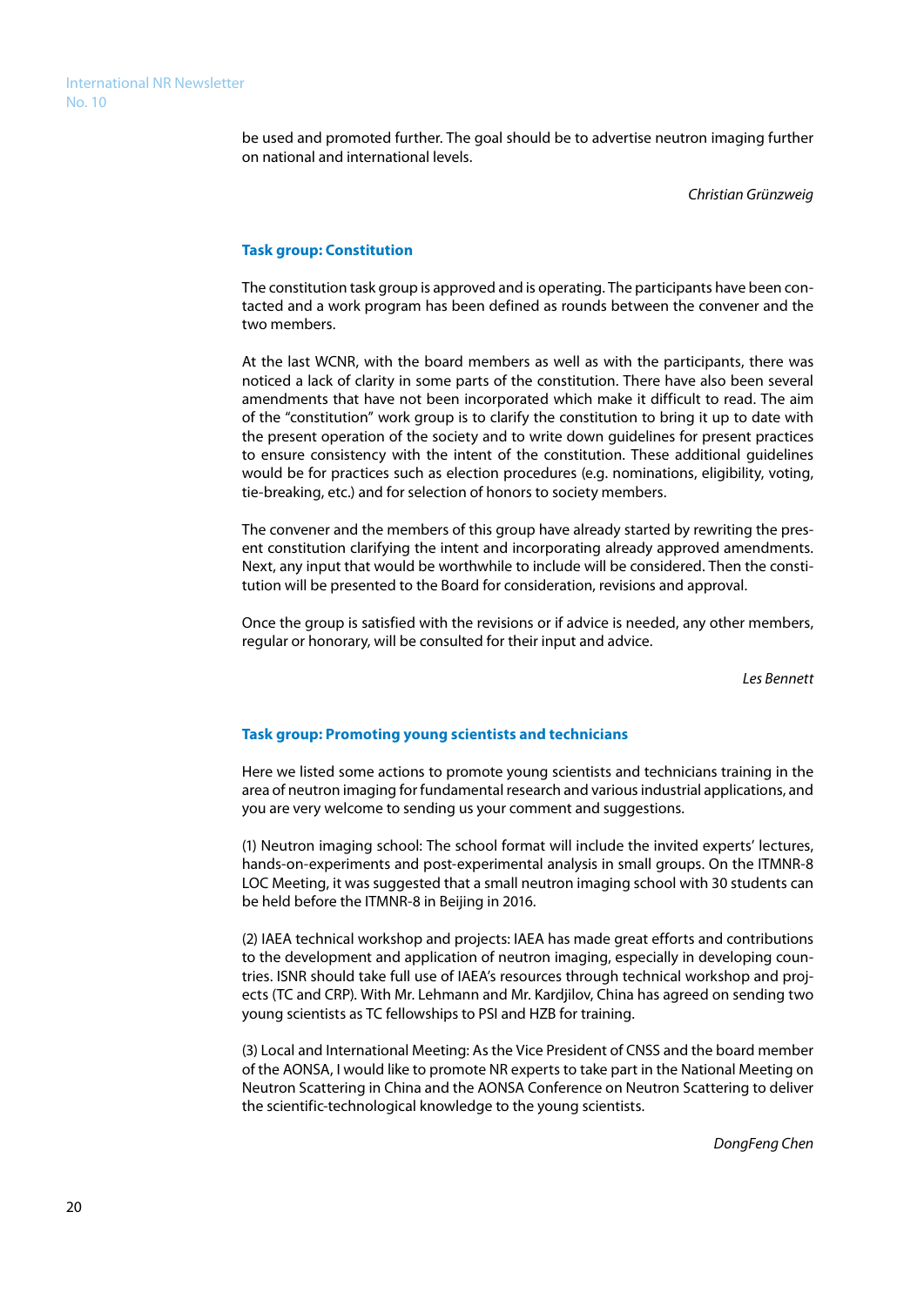be used and promoted further. The goal should be to advertise neutron imaging further on national and international levels.

*Christian Grünzweig*

### Task group: Constitution

The constitution task group is approved and is operating. The participants have been contacted and a work program has been defined as rounds between the convener and the two members.

At the last WCNR, with the board members as well as with the participants, there was noticed a lack of clarity in some parts of the constitution. There have also been several amendments that have not been incorporated which make it difficult to read. The aim of the "constitution" work group is to clarify the constitution to bring it up to date with the present operation of the society and to write down guidelines for present practices to ensure consistency with the intent of the constitution. These additional guidelines would be for practices such as election procedures (e.g. nominations, eligibility, voting, tie-breaking, etc.) and for selection of honors to society members.

The convener and the members of this group have already started by rewriting the present constitution clarifying the intent and incorporating already approved amendments. Next, any input that would be worthwhile to include will be considered. Then the constitution will be presented to the Board for consideration, revisions and approval.

Once the group is satisfied with the revisions or if advice is needed, any other members, regular or honorary, will be consulted for their input and advice.

*Les Bennett*

### Task group: Promoting young scientists and technicians

Here we listed some actions to promote young scientists and technicians training in the area of neutron imaging for fundamental research and various industrial applications, and you are very welcome to sending us your comment and suggestions.

(1) Neutron imaging school: The school format will include the invited experts' lectures, hands-on-experiments and post-experimental analysis in small groups. On the ITMNR-8 LOC Meeting, it was suggested that a small neutron imaging school with 30 students can be held before the ITMNR-8 in Beijing in 2016.

(2) IAEA technical workshop and projects: IAEA has made great efforts and contributions to the development and application of neutron imaging, especially in developing countries. ISNR should take full use of IAEA's resources through technical workshop and projects (TC and CRP). With Mr. Lehmann and Mr. Kardjilov, China has agreed on sending two young scientists as TC fellowships to PSI and HZB for training.

(3) Local and International Meeting: As the Vice President of CNSS and the board member of the AONSA, I would like to promote NR experts to take part in the National Meeting on Neutron Scattering in China and the AONSA Conference on Neutron Scattering to deliver the scientific-technological knowledge to the young scientists.

*DongFeng Chen*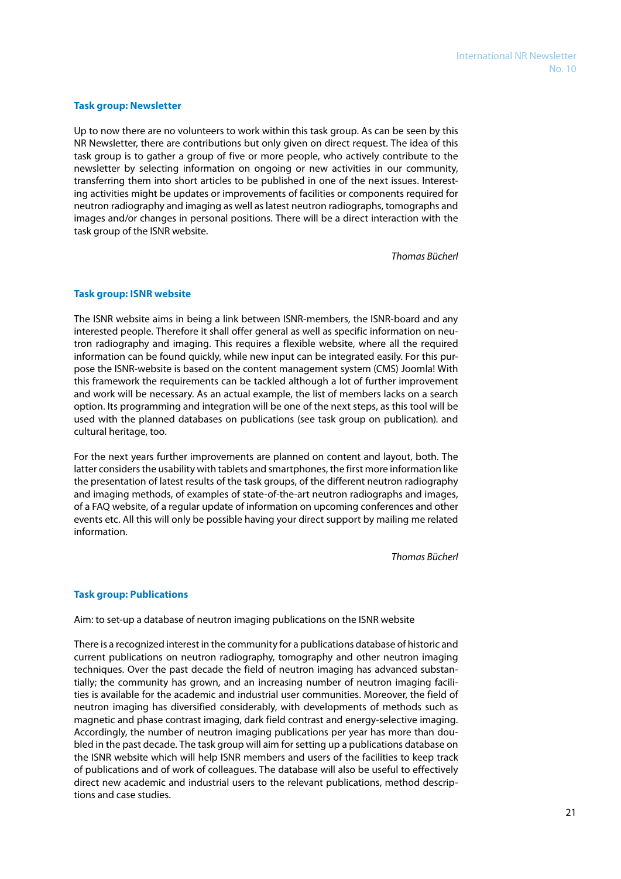### Task group: Newsletter

Up to now there are no volunteers to work within this task group. As can be seen by this NR Newsletter, there are contributions but only given on direct request. The idea of this task group is to gather a group of five or more people, who actively contribute to the newsletter by selecting information on ongoing or new activities in our community, transferring them into short articles to be published in one of the next issues. Interesting activities might be updates or improvements of facilities or components required for neutron radiography and imaging as well as latest neutron radiographs, tomographs and images and/or changes in personal positions. There will be a direct interaction with the task group of the ISNR website.

*Thomas Bücherl*

### Task group: ISNR website

The ISNR website aims in being a link between ISNR-members, the ISNR-board and any interested people. Therefore it shall offer general as well as specific information on neutron radiography and imaging. This requires a flexible website, where all the required information can be found quickly, while new input can be integrated easily. For this purpose the ISNR-website is based on the content management system (CMS) Joomla! With this framework the requirements can be tackled although a lot of further improvement and work will be necessary. As an actual example, the list of members lacks on a search option. Its programming and integration will be one of the next steps, as this tool will be used with the planned databases on publications (see task group on publication). and cultural heritage, too.

For the next years further improvements are planned on content and layout, both. The latter considers the usability with tablets and smartphones, the first more information like the presentation of latest results of the task groups, of the different neutron radiography and imaging methods, of examples of state-of-the-art neutron radiographs and images, of a FAQ website, of a regular update of information on upcoming conferences and other events etc. All this will only be possible having your direct support by mailing me related information.

*Thomas Bücherl*

### Task group: Publications

Aim: to set-up a database of neutron imaging publications on the ISNR website

There is a recognized interest in the community for a publications database of historic and current publications on neutron radiography, tomography and other neutron imaging techniques. Over the past decade the field of neutron imaging has advanced substantially; the community has grown, and an increasing number of neutron imaging facilities is available for the academic and industrial user communities. Moreover, the field of neutron imaging has diversified considerably, with developments of methods such as magnetic and phase contrast imaging, dark field contrast and energy-selective imaging. Accordingly, the number of neutron imaging publications per year has more than doubled in the past decade. The task group will aim for setting up a publications database on the ISNR website which will help ISNR members and users of the facilities to keep track of publications and of work of colleagues. The database will also be useful to effectively direct new academic and industrial users to the relevant publications, method descriptions and case studies.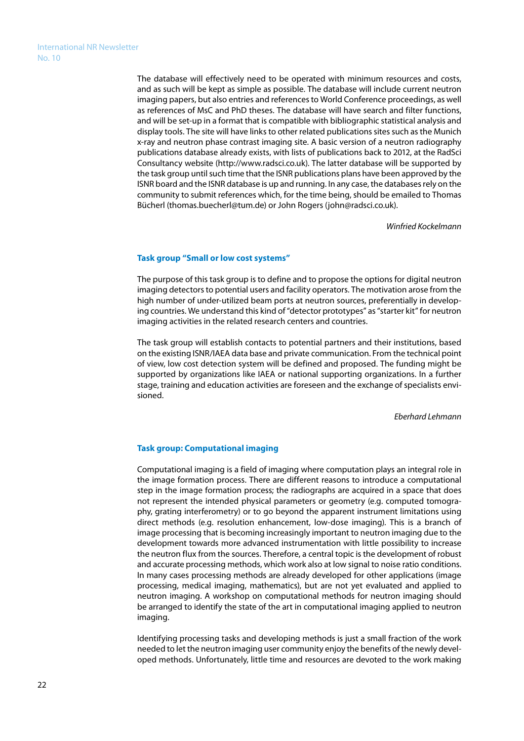The database will effectively need to be operated with minimum resources and costs, and as such will be kept as simple as possible. The database will include current neutron imaging papers, but also entries and references to World Conference proceedings, as well as references of MsC and PhD theses. The database will have search and filter functions, and will be set-up in a format that is compatible with bibliographic statistical analysis and display tools. The site will have links to other related publications sites such as the Munich x-ray and neutron phase contrast imaging site. A basic version of a neutron radiography publications database already exists, with lists of publications back to 2012, at the RadSci Consultancy website (http://www.radsci.co.uk). The latter database will be supported by the task group until such time that the ISNR publications plans have been approved by the ISNR board and the ISNR database is up and running. In any case, the databases rely on the community to submit references which, for the time being, should be emailed to Thomas Bücherl (thomas.buecherl@tum.de) or John Rogers (john@radsci.co.uk).

*Winfried Kockelmann*

### Task group "Small or low cost systems"

The purpose of this task group is to define and to propose the options for digital neutron imaging detectors to potential users and facility operators. The motivation arose from the high number of under-utilized beam ports at neutron sources, preferentially in developing countries. We understand this kind of "detector prototypes" as "starter kit" for neutron imaging activities in the related research centers and countries.

The task group will establish contacts to potential partners and their institutions, based on the existing ISNR/IAEA data base and private communication. From the technical point of view, low cost detection system will be defined and proposed. The funding might be supported by organizations like IAEA or national supporting organizations. In a further stage, training and education activities are foreseen and the exchange of specialists envisioned.

*Eberhard Lehmann*

### Task group: Computational imaging

Computational imaging is a field of imaging where computation plays an integral role in the image formation process. There are different reasons to introduce a computational step in the image formation process; the radiographs are acquired in a space that does not represent the intended physical parameters or geometry (e.g. computed tomography, grating interferometry) or to go beyond the apparent instrument limitations using direct methods (e.g. resolution enhancement, low-dose imaging). This is a branch of image processing that is becoming increasingly important to neutron imaging due to the development towards more advanced instrumentation with little possibility to increase the neutron flux from the sources. Therefore, a central topic is the development of robust and accurate processing methods, which work also at low signal to noise ratio conditions. In many cases processing methods are already developed for other applications (image processing, medical imaging, mathematics), but are not yet evaluated and applied to neutron imaging. A workshop on computational methods for neutron imaging should be arranged to identify the state of the art in computational imaging applied to neutron imaging.

Identifying processing tasks and developing methods is just a small fraction of the work needed to let the neutron imaging user community enjoy the benefits of the newly developed methods. Unfortunately, little time and resources are devoted to the work making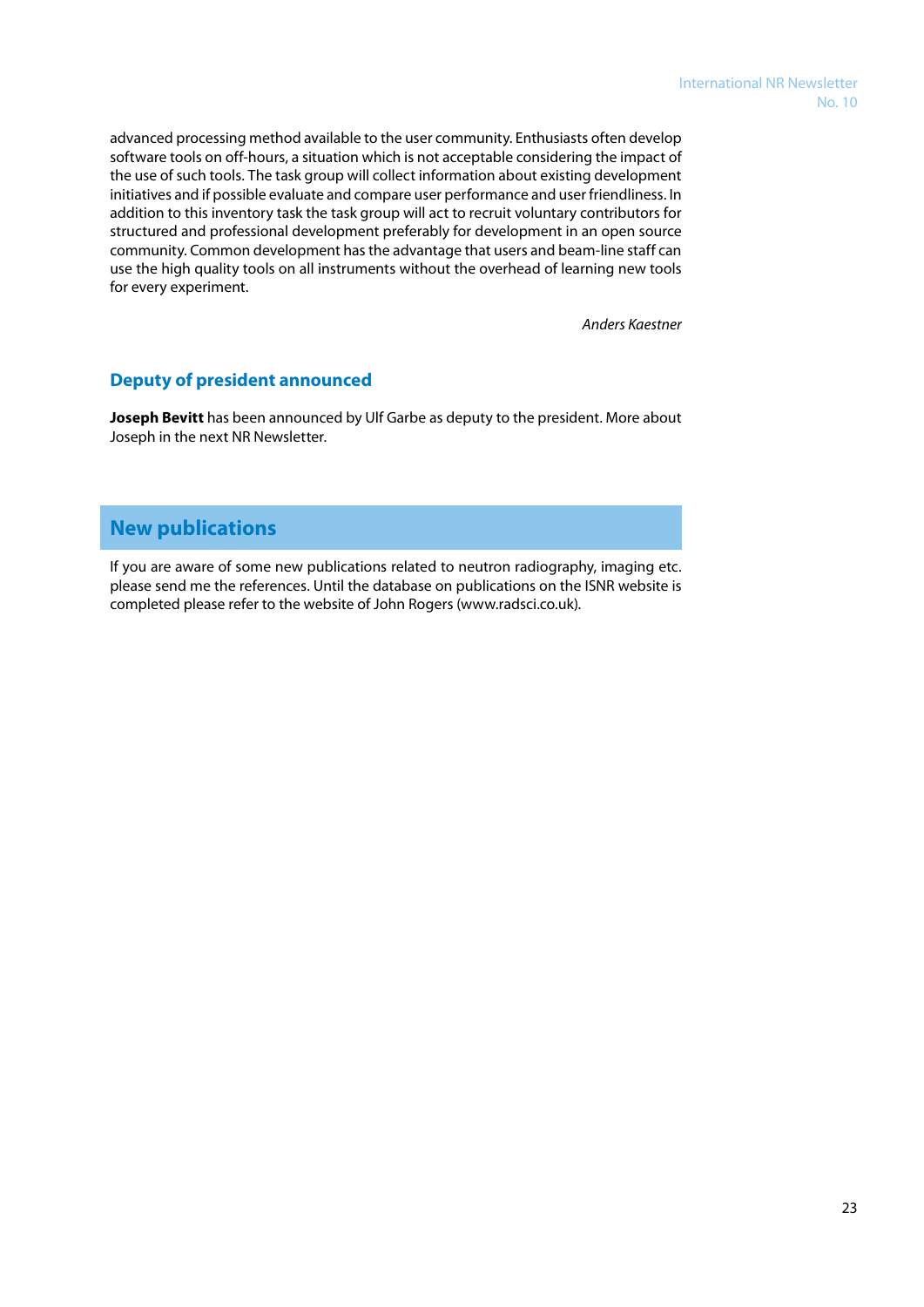advanced processing method available to the user community. Enthusiasts often develop software tools on off-hours, a situation which is not acceptable considering the impact of the use of such tools. The task group will collect information about existing development initiatives and if possible evaluate and compare user performance and user friendliness. In addition to this inventory task the task group will act to recruit voluntary contributors for structured and professional development preferably for development in an open source community. Common development has the advantage that users and beam-line staff can use the high quality tools on all instruments without the overhead of learning new tools for every experiment.

*Anders Kaestner*

## Deputy of president announced

**Joseph Bevitt** has been announced by Ulf Garbe as deputy to the president. More about Joseph in the next NR Newsletter.

# New publications

If you are aware of some new publications related to neutron radiography, imaging etc. please send me the references. Until the database on publications on the ISNR website is completed please refer to the website of John Rogers (www.radsci.co.uk).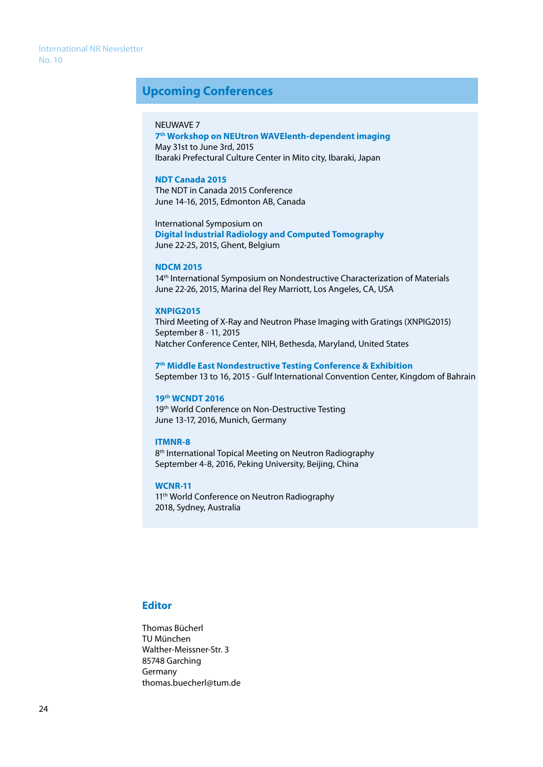## Upcoming Conferences

NEUWAVE 7
**7th Workshop on NEUtron WAVElenth-dependent imaging**
May 31st to June 3rd, 2015
Ibaraki Prefectural Culture Center in Mito city, Ibaraki, Japan

**NDT Canada 2015**
The NDT in Canada 2015 Conference
June 14-16, 2015, Edmonton AB, Canada

International Symposium on
**Digital Industrial Radiology and Computed Tomography**
June 22-25, 2015, Ghent, Belgium

**NDCM 2015**
14th International Symposium on Nondestructive Characterization of Materials
June 22-26, 2015, Marina del Rey Marriott, Los Angeles, CA, USA

**XNPIG2015**
Third Meeting of X-Ray and Neutron Phase Imaging with Gratings (XNPIG2015)
September 8 - 11, 2015
Natcher Conference Center, NIH, Bethesda, Maryland, United States

**7th Middle East Nondestructive Testing Conference & Exhibition**
September 13 to 16, 2015 - Gulf International Convention Center, Kingdom of Bahrain

**19th WCNDT 2016**
19th World Conference on Non-Destructive Testing
June 13-17, 2016, Munich, Germany

**ITMNR-8**
8th International Topical Meeting on Neutron Radiography
September 4-8, 2016, Peking University, Beijing, China

**WCNR-11**
11th World Conference on Neutron Radiography
2018, Sydney, Australia

## Editor

Thomas Bücherl
TU München
Walther-Meissner-Str. 3
85748 Garching
Germany
thomas.buecherl@tum.de